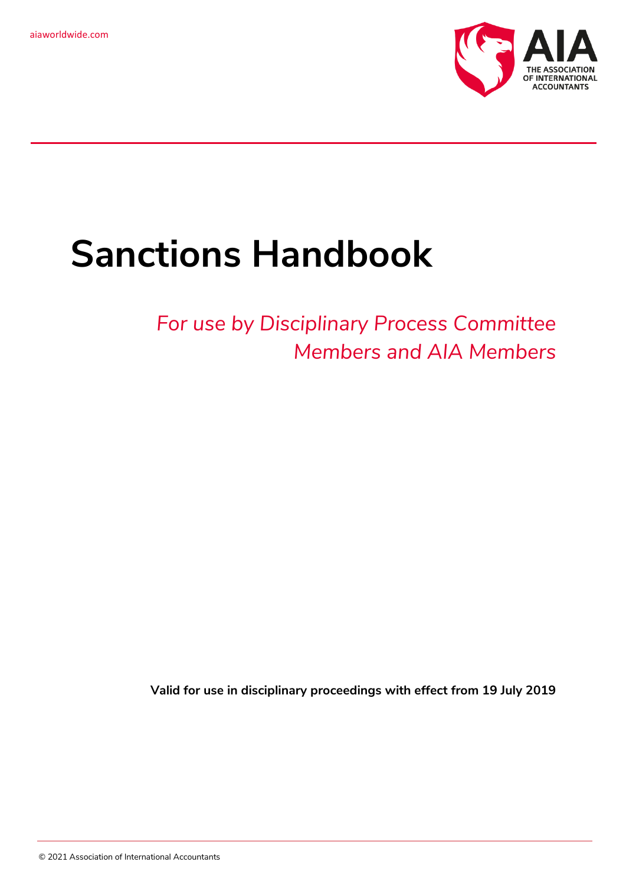aiaworldwide.com

THE ASSOCIATION OF INTERNATIONAL ACCOUNTANTS

# Sanctions Handbook

*For use by Disciplinary Process Committee Members and AIA Members*

**Valid for use in disciplinary proceedings with effect from 19 July 2019**

© 2021 Association of International Accountants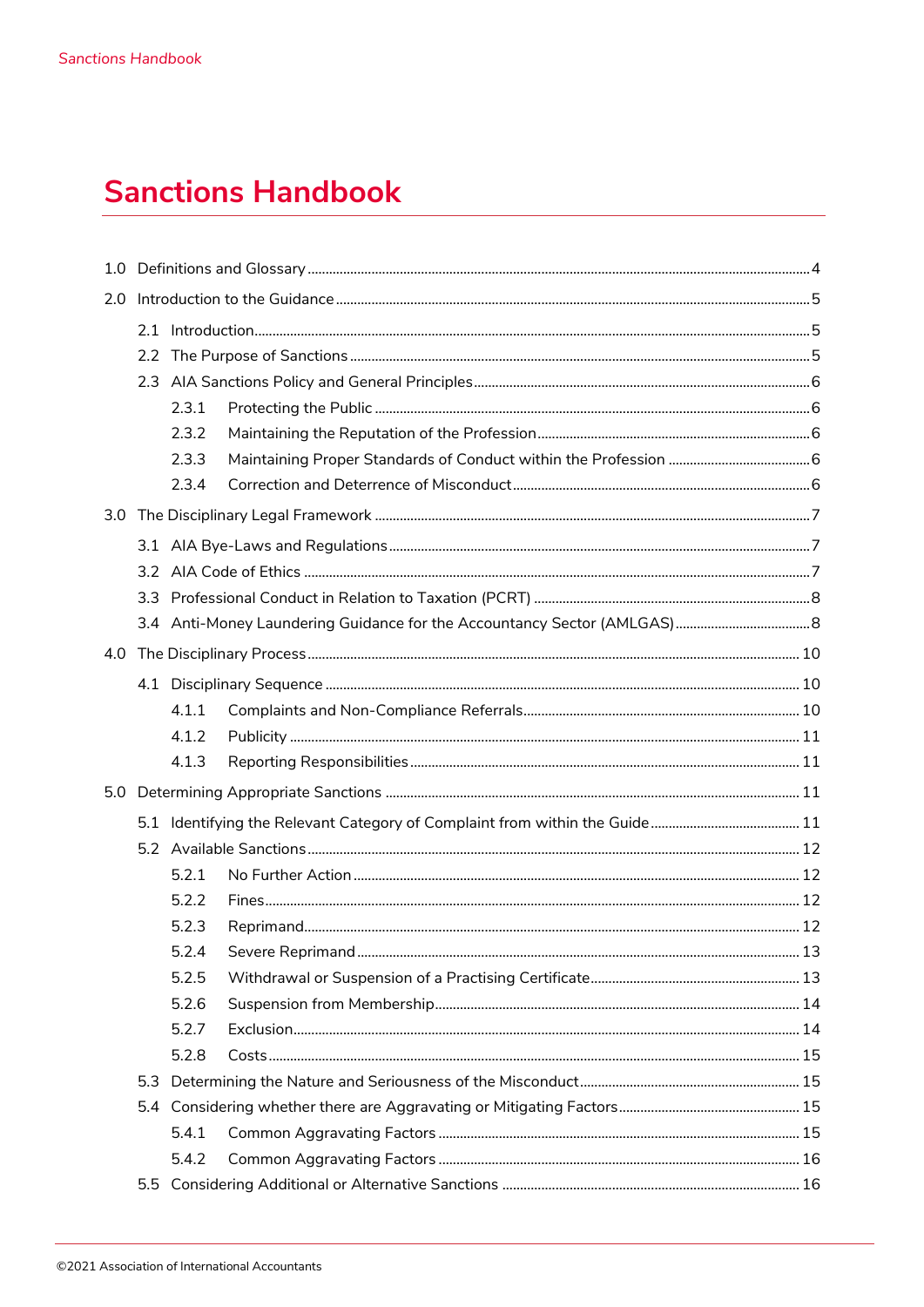# Sanctions Handbook

- 1.0 Definitions and Glossary ....... 4
- 2.0 Introduction to the Guidance ....... 5
  - 2.1 Introduction ....... 5
  - 2.2 The Purpose of Sanctions ....... 5
  - 2.3 AIA Sanctions Policy and General Principles ....... 6
    - 2.3.1 Protecting the Public ....... 6
    - 2.3.2 Maintaining the Reputation of the Profession ....... 6
    - 2.3.3 Maintaining Proper Standards of Conduct within the Profession ....... 6
    - 2.3.4 Correction and Deterrence of Misconduct ....... 6
- 3.0 The Disciplinary Legal Framework ....... 7
  - 3.1 AIA Bye-Laws and Regulations ....... 7
  - 3.2 AIA Code of Ethics ....... 7
  - 3.3 Professional Conduct in Relation to Taxation (PCRT) ....... 8
  - 3.4 Anti-Money Laundering Guidance for the Accountancy Sector (AMLGAS) ....... 8
- 4.0 The Disciplinary Process ....... 10
  - 4.1 Disciplinary Sequence ....... 10
    - 4.1.1 Complaints and Non-Compliance Referrals ....... 10
    - 4.1.2 Publicity ....... 11
    - 4.1.3 Reporting Responsibilities ....... 11
- 5.0 Determining Appropriate Sanctions ....... 11
  - 5.1 Identifying the Relevant Category of Complaint from within the Guide ....... 11
  - 5.2 Available Sanctions ....... 12
    - 5.2.1 No Further Action ....... 12
    - 5.2.2 Fines ....... 12
    - 5.2.3 Reprimand ....... 12
    - 5.2.4 Severe Reprimand ....... 13
    - 5.2.5 Withdrawal or Suspension of a Practising Certificate ....... 13
    - 5.2.6 Suspension from Membership ....... 14
    - 5.2.7 Exclusion ....... 14
    - 5.2.8 Costs ....... 15
  - 5.3 Determining the Nature and Seriousness of the Misconduct ....... 15
  - 5.4 Considering whether there are Aggravating or Mitigating Factors ....... 15
    - 5.4.1 Common Aggravating Factors ....... 15
    - 5.4.2 Common Aggravating Factors ....... 16
  - 5.5 Considering Additional or Alternative Sanctions ....... 16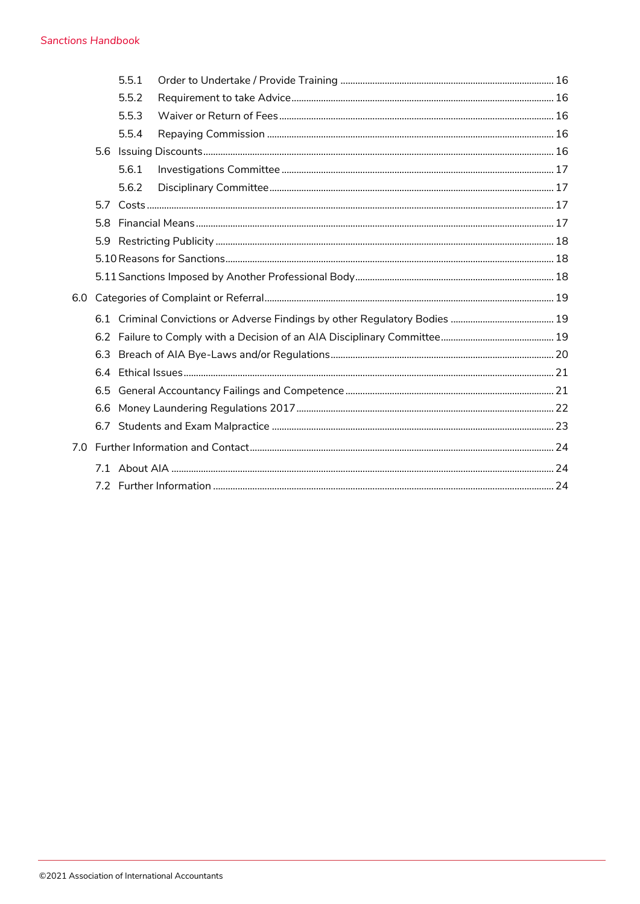- 5.5.1 Order to Undertake / Provide Training ... 16
- 5.5.2 Requirement to take Advice ... 16
- 5.5.3 Waiver or Return of Fees ... 16
- 5.5.4 Repaying Commission ... 16
- 5.6 Issuing Discounts ... 16
  - 5.6.1 Investigations Committee ... 17
  - 5.6.2 Disciplinary Committee ... 17
- 5.7 Costs ... 17
- 5.8 Financial Means ... 17
- 5.9 Restricting Publicity ... 18
- 5.10 Reasons for Sanctions ... 18
- 5.11 Sanctions Imposed by Another Professional Body ... 18

6.0 Categories of Complaint or Referral ... 19

- 6.1 Criminal Convictions or Adverse Findings by other Regulatory Bodies ... 19
- 6.2 Failure to Comply with a Decision of an AIA Disciplinary Committee ... 19
- 6.3 Breach of AIA Bye-Laws and/or Regulations ... 20
- 6.4 Ethical Issues ... 21
- 6.5 General Accountancy Failings and Competence ... 21
- 6.6 Money Laundering Regulations 2017 ... 22
- 6.7 Students and Exam Malpractice ... 23

7.0 Further Information and Contact ... 24

- 7.1 About AIA ... 24
- 7.2 Further Information ... 24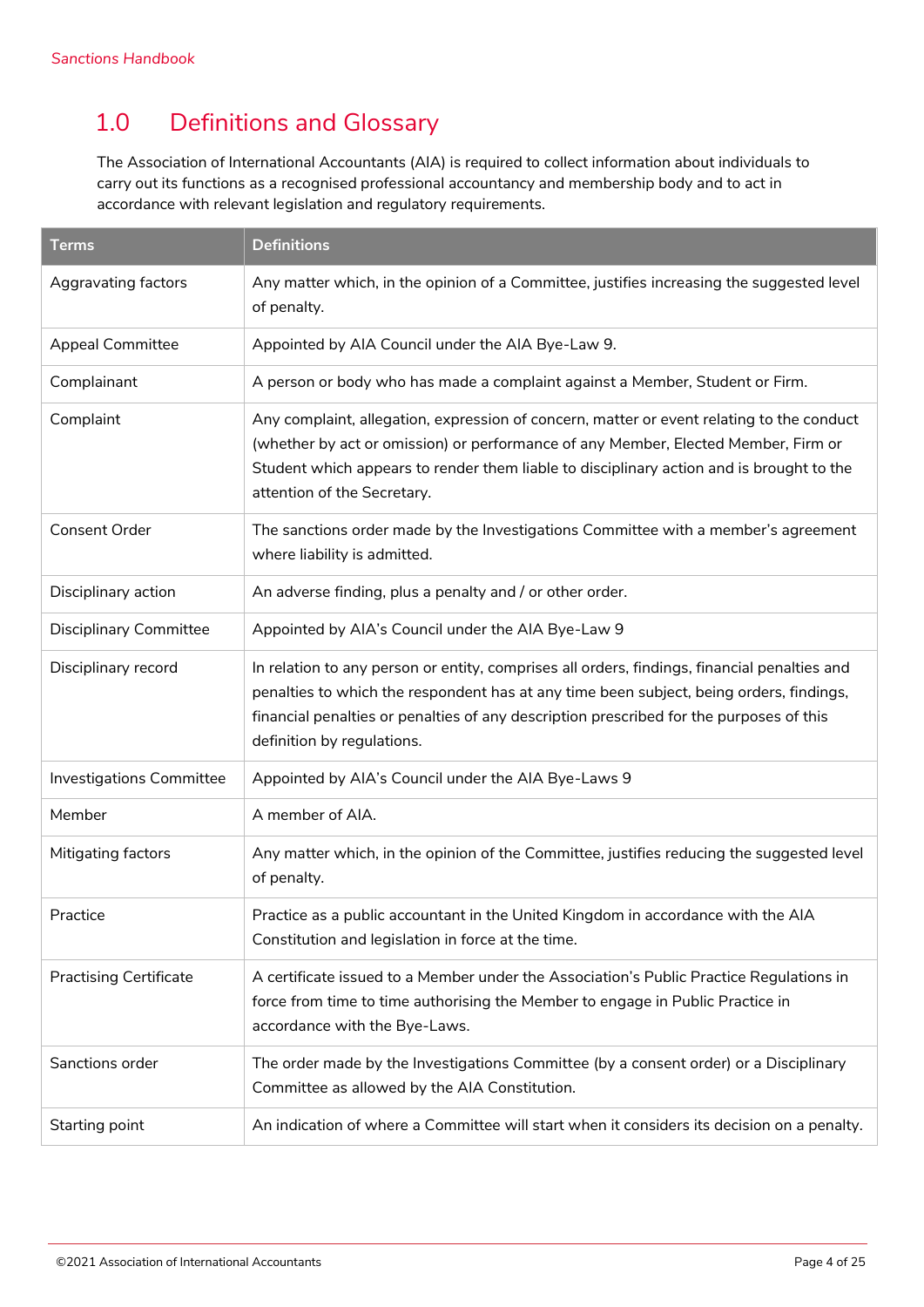# 1.0 Definitions and Glossary

The Association of International Accountants (AIA) is required to collect information about individuals to carry out its functions as a recognised professional accountancy and membership body and to act in accordance with relevant legislation and regulatory requirements.

| Terms | Definitions |
|---|---|
| Aggravating factors | Any matter which, in the opinion of a Committee, justifies increasing the suggested level of penalty. |
| Appeal Committee | Appointed by AIA Council under the AIA Bye-Law 9. |
| Complainant | A person or body who has made a complaint against a Member, Student or Firm. |
| Complaint | Any complaint, allegation, expression of concern, matter or event relating to the conduct (whether by act or omission) or performance of any Member, Elected Member, Firm or Student which appears to render them liable to disciplinary action and is brought to the attention of the Secretary. |
| Consent Order | The sanctions order made by the Investigations Committee with a member's agreement where liability is admitted. |
| Disciplinary action | An adverse finding, plus a penalty and / or other order. |
| Disciplinary Committee | Appointed by AIA's Council under the AIA Bye-Law 9 |
| Disciplinary record | In relation to any person or entity, comprises all orders, findings, financial penalties and penalties to which the respondent has at any time been subject, being orders, findings, financial penalties or penalties of any description prescribed for the purposes of this definition by regulations. |
| Investigations Committee | Appointed by AIA's Council under the AIA Bye-Laws 9 |
| Member | A member of AIA. |
| Mitigating factors | Any matter which, in the opinion of the Committee, justifies reducing the suggested level of penalty. |
| Practice | Practice as a public accountant in the United Kingdom in accordance with the AIA Constitution and legislation in force at the time. |
| Practising Certificate | A certificate issued to a Member under the Association's Public Practice Regulations in force from time to time authorising the Member to engage in Public Practice in accordance with the Bye-Laws. |
| Sanctions order | The order made by the Investigations Committee (by a consent order) or a Disciplinary Committee as allowed by the AIA Constitution. |
| Starting point | An indication of where a Committee will start when it considers its decision on a penalty. |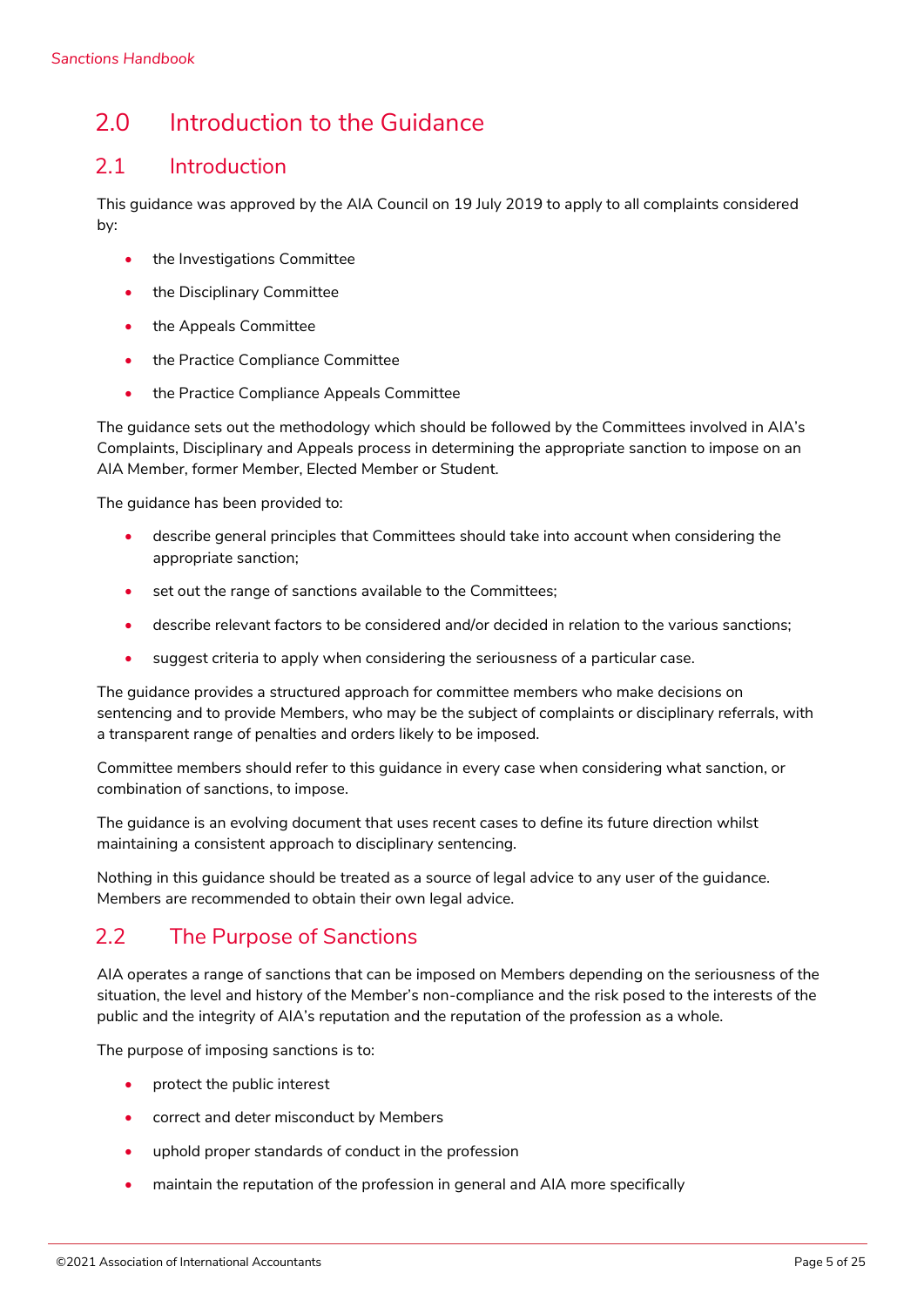# 2.0 Introduction to the Guidance

## 2.1 Introduction

This guidance was approved by the AIA Council on 19 July 2019 to apply to all complaints considered by:

- the Investigations Committee
- the Disciplinary Committee
- the Appeals Committee
- the Practice Compliance Committee
- the Practice Compliance Appeals Committee

The guidance sets out the methodology which should be followed by the Committees involved in AIA's Complaints, Disciplinary and Appeals process in determining the appropriate sanction to impose on an AIA Member, former Member, Elected Member or Student.

The guidance has been provided to:

- describe general principles that Committees should take into account when considering the appropriate sanction;
- set out the range of sanctions available to the Committees;
- describe relevant factors to be considered and/or decided in relation to the various sanctions;
- suggest criteria to apply when considering the seriousness of a particular case.

The guidance provides a structured approach for committee members who make decisions on sentencing and to provide Members, who may be the subject of complaints or disciplinary referrals, with a transparent range of penalties and orders likely to be imposed.

Committee members should refer to this guidance in every case when considering what sanction, or combination of sanctions, to impose.

The guidance is an evolving document that uses recent cases to define its future direction whilst maintaining a consistent approach to disciplinary sentencing.

Nothing in this guidance should be treated as a source of legal advice to any user of the guidance. Members are recommended to obtain their own legal advice.

## 2.2 The Purpose of Sanctions

AIA operates a range of sanctions that can be imposed on Members depending on the seriousness of the situation, the level and history of the Member's non-compliance and the risk posed to the interests of the public and the integrity of AIA's reputation and the reputation of the profession as a whole.

The purpose of imposing sanctions is to:

- protect the public interest
- correct and deter misconduct by Members
- uphold proper standards of conduct in the profession
- maintain the reputation of the profession in general and AIA more specifically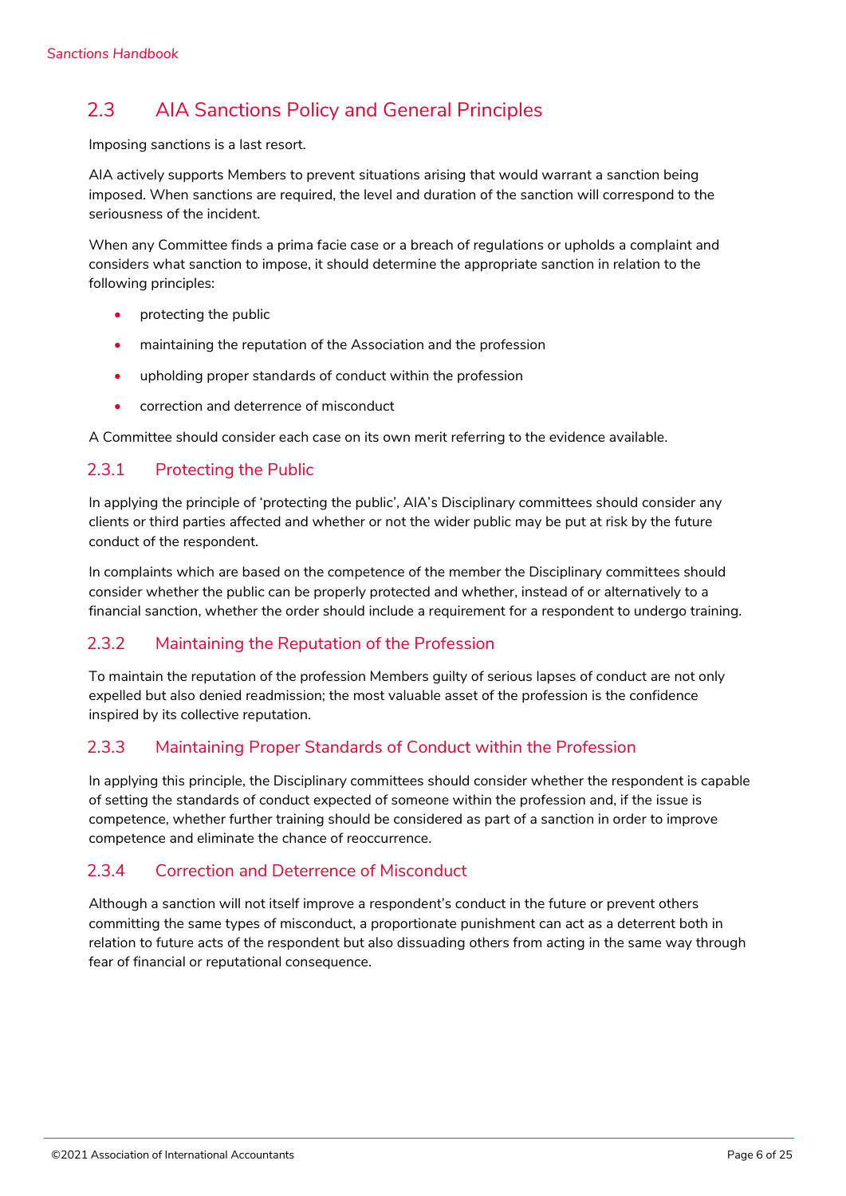## 2.3 AIA Sanctions Policy and General Principles

Imposing sanctions is a last resort.

AIA actively supports Members to prevent situations arising that would warrant a sanction being imposed. When sanctions are required, the level and duration of the sanction will correspond to the seriousness of the incident.

When any Committee finds a prima facie case or a breach of regulations or upholds a complaint and considers what sanction to impose, it should determine the appropriate sanction in relation to the following principles:

- protecting the public
- maintaining the reputation of the Association and the profession
- upholding proper standards of conduct within the profession
- correction and deterrence of misconduct

A Committee should consider each case on its own merit referring to the evidence available.

### 2.3.1 Protecting the Public

In applying the principle of 'protecting the public', AIA's Disciplinary committees should consider any clients or third parties affected and whether or not the wider public may be put at risk by the future conduct of the respondent.

In complaints which are based on the competence of the member the Disciplinary committees should consider whether the public can be properly protected and whether, instead of or alternatively to a financial sanction, whether the order should include a requirement for a respondent to undergo training.

### 2.3.2 Maintaining the Reputation of the Profession

To maintain the reputation of the profession Members guilty of serious lapses of conduct are not only expelled but also denied readmission; the most valuable asset of the profession is the confidence inspired by its collective reputation.

### 2.3.3 Maintaining Proper Standards of Conduct within the Profession

In applying this principle, the Disciplinary committees should consider whether the respondent is capable of setting the standards of conduct expected of someone within the profession and, if the issue is competence, whether further training should be considered as part of a sanction in order to improve competence and eliminate the chance of reoccurrence.

### 2.3.4 Correction and Deterrence of Misconduct

Although a sanction will not itself improve a respondent's conduct in the future or prevent others committing the same types of misconduct, a proportionate punishment can act as a deterrent both in relation to future acts of the respondent but also dissuading others from acting in the same way through fear of financial or reputational consequence.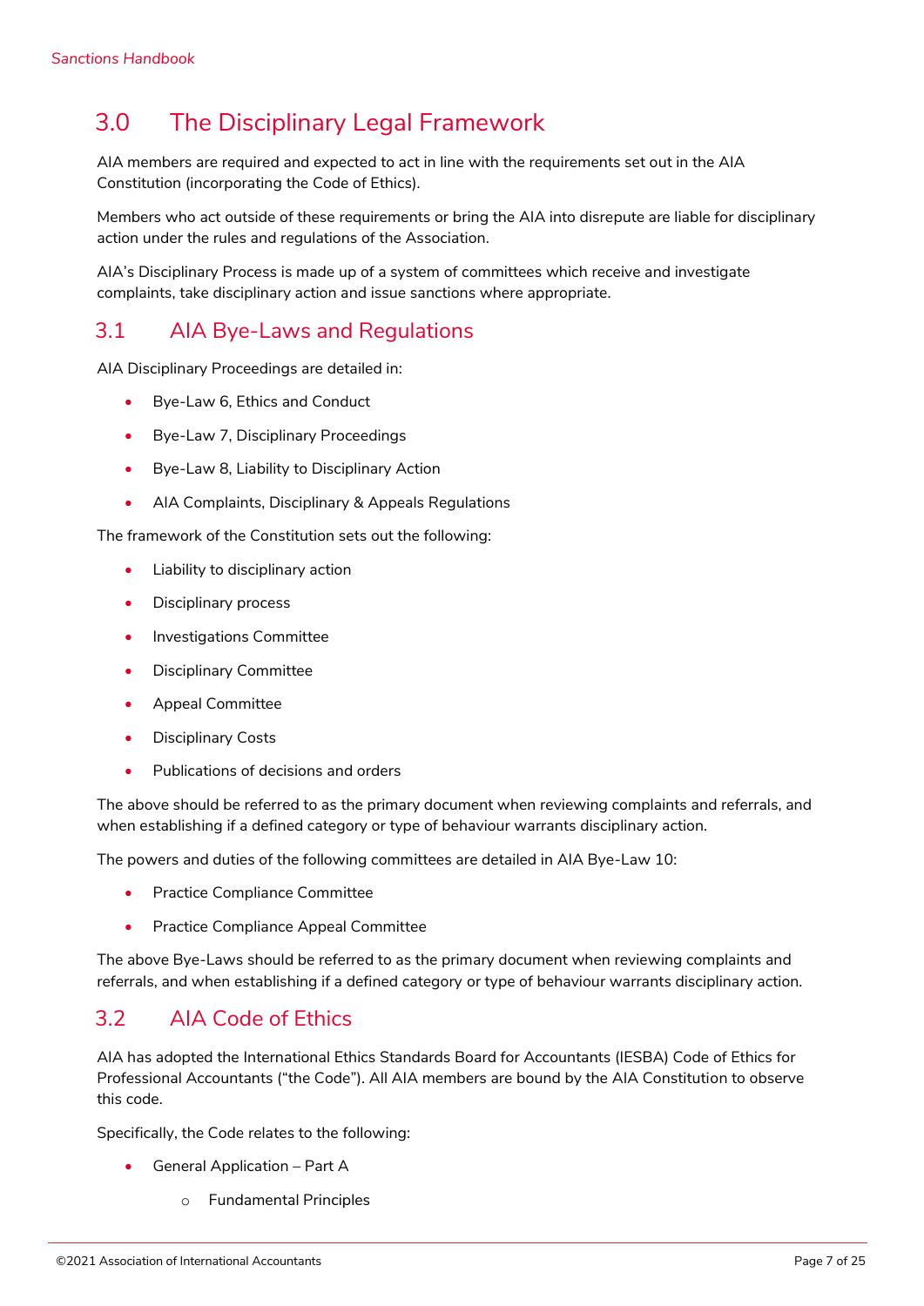# 3.0 The Disciplinary Legal Framework

AIA members are required and expected to act in line with the requirements set out in the AIA Constitution (incorporating the Code of Ethics).

Members who act outside of these requirements or bring the AIA into disrepute are liable for disciplinary action under the rules and regulations of the Association.

AIA's Disciplinary Process is made up of a system of committees which receive and investigate complaints, take disciplinary action and issue sanctions where appropriate.

## 3.1 AIA Bye-Laws and Regulations

AIA Disciplinary Proceedings are detailed in:

- Bye-Law 6, Ethics and Conduct
- Bye-Law 7, Disciplinary Proceedings
- Bye-Law 8, Liability to Disciplinary Action
- AIA Complaints, Disciplinary & Appeals Regulations

The framework of the Constitution sets out the following:

- Liability to disciplinary action
- Disciplinary process
- Investigations Committee
- Disciplinary Committee
- Appeal Committee
- Disciplinary Costs
- Publications of decisions and orders

The above should be referred to as the primary document when reviewing complaints and referrals, and when establishing if a defined category or type of behaviour warrants disciplinary action.

The powers and duties of the following committees are detailed in AIA Bye-Law 10:

- Practice Compliance Committee
- Practice Compliance Appeal Committee

The above Bye-Laws should be referred to as the primary document when reviewing complaints and referrals, and when establishing if a defined category or type of behaviour warrants disciplinary action.

## 3.2 AIA Code of Ethics

AIA has adopted the International Ethics Standards Board for Accountants (IESBA) Code of Ethics for Professional Accountants ("the Code"). All AIA members are bound by the AIA Constitution to observe this code.

Specifically, the Code relates to the following:

- General Application – Part A
  - Fundamental Principles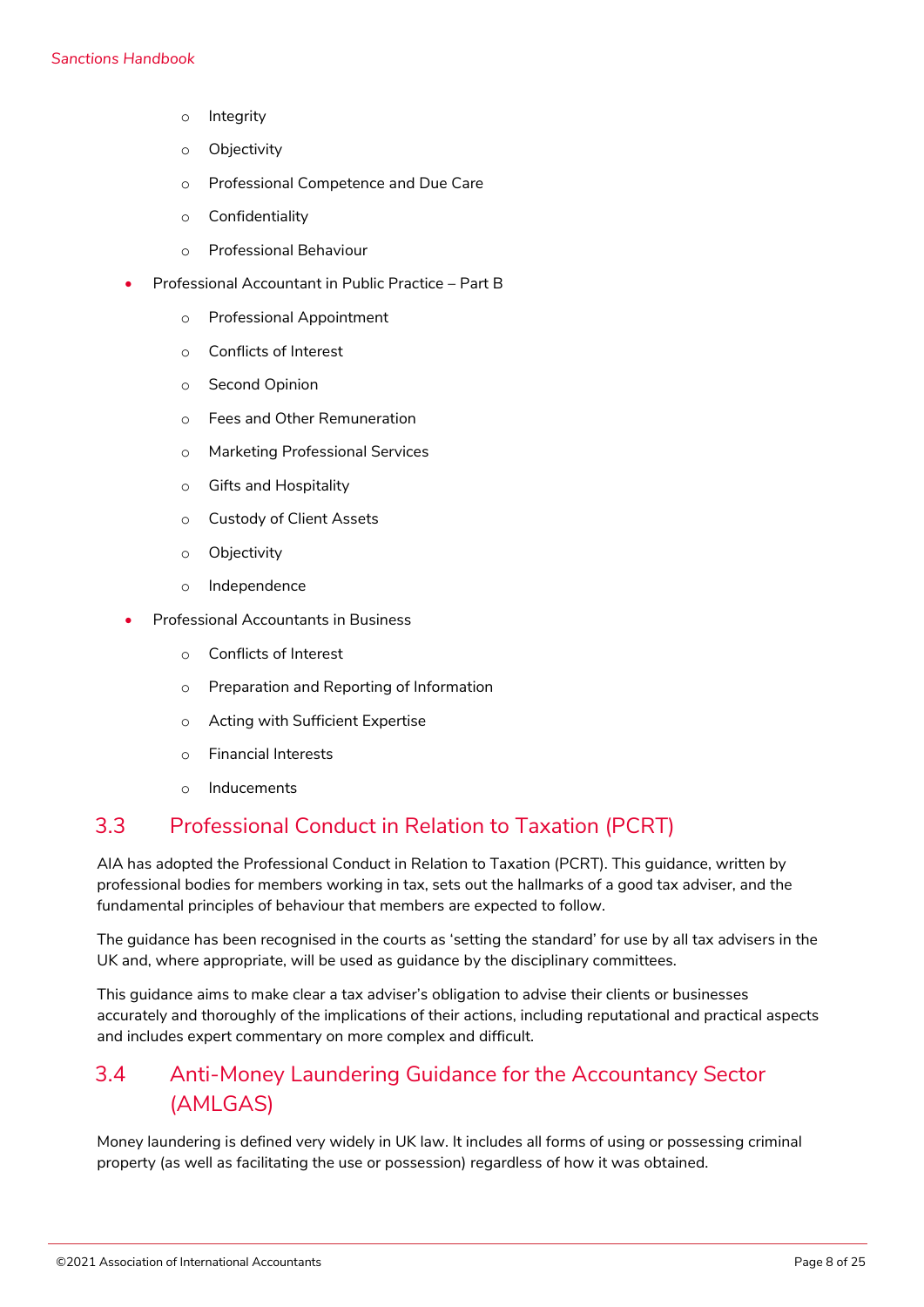- Integrity
    - Objectivity
    - Professional Competence and Due Care
    - Confidentiality
    - Professional Behaviour
- Professional Accountant in Public Practice – Part B
    - Professional Appointment
    - Conflicts of Interest
    - Second Opinion
    - Fees and Other Remuneration
    - Marketing Professional Services
    - Gifts and Hospitality
    - Custody of Client Assets
    - Objectivity
    - Independence
- Professional Accountants in Business
    - Conflicts of Interest
    - Preparation and Reporting of Information
    - Acting with Sufficient Expertise
    - Financial Interests
    - Inducements

## 3.3 Professional Conduct in Relation to Taxation (PCRT)

AIA has adopted the Professional Conduct in Relation to Taxation (PCRT). This guidance, written by professional bodies for members working in tax, sets out the hallmarks of a good tax adviser, and the fundamental principles of behaviour that members are expected to follow.

The guidance has been recognised in the courts as 'setting the standard' for use by all tax advisers in the UK and, where appropriate, will be used as guidance by the disciplinary committees.

This guidance aims to make clear a tax adviser's obligation to advise their clients or businesses accurately and thoroughly of the implications of their actions, including reputational and practical aspects and includes expert commentary on more complex and difficult.

## 3.4 Anti-Money Laundering Guidance for the Accountancy Sector (AMLGAS)

Money laundering is defined very widely in UK law. It includes all forms of using or possessing criminal property (as well as facilitating the use or possession) regardless of how it was obtained.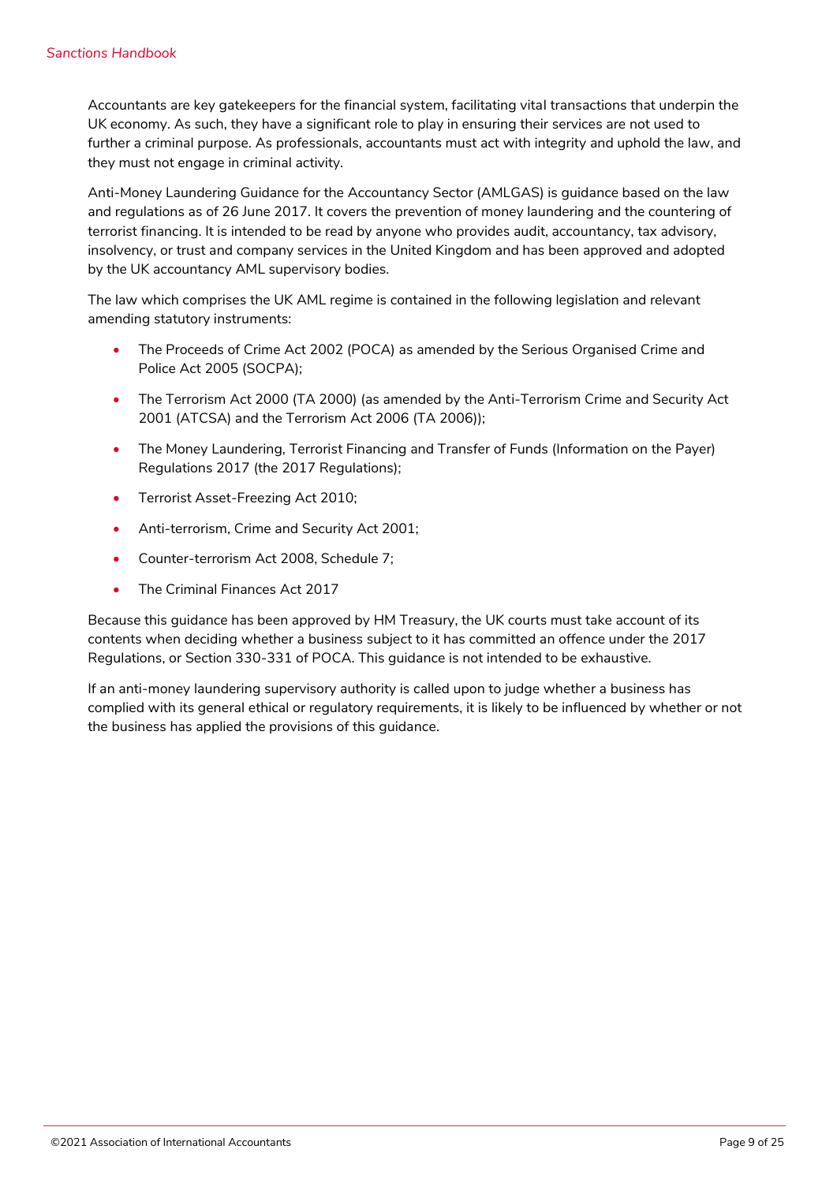Accountants are key gatekeepers for the financial system, facilitating vital transactions that underpin the UK economy. As such, they have a significant role to play in ensuring their services are not used to further a criminal purpose. As professionals, accountants must act with integrity and uphold the law, and they must not engage in criminal activity.

Anti-Money Laundering Guidance for the Accountancy Sector (AMLGAS) is guidance based on the law and regulations as of 26 June 2017. It covers the prevention of money laundering and the countering of terrorist financing. It is intended to be read by anyone who provides audit, accountancy, tax advisory, insolvency, or trust and company services in the United Kingdom and has been approved and adopted by the UK accountancy AML supervisory bodies.

The law which comprises the UK AML regime is contained in the following legislation and relevant amending statutory instruments:

- The Proceeds of Crime Act 2002 (POCA) as amended by the Serious Organised Crime and Police Act 2005 (SOCPA);
- The Terrorism Act 2000 (TA 2000) (as amended by the Anti-Terrorism Crime and Security Act 2001 (ATCSA) and the Terrorism Act 2006 (TA 2006));
- The Money Laundering, Terrorist Financing and Transfer of Funds (Information on the Payer) Regulations 2017 (the 2017 Regulations);
- Terrorist Asset-Freezing Act 2010;
- Anti-terrorism, Crime and Security Act 2001;
- Counter-terrorism Act 2008, Schedule 7;
- The Criminal Finances Act 2017

Because this guidance has been approved by HM Treasury, the UK courts must take account of its contents when deciding whether a business subject to it has committed an offence under the 2017 Regulations, or Section 330-331 of POCA. This guidance is not intended to be exhaustive.

If an anti-money laundering supervisory authority is called upon to judge whether a business has complied with its general ethical or regulatory requirements, it is likely to be influenced by whether or not the business has applied the provisions of this guidance.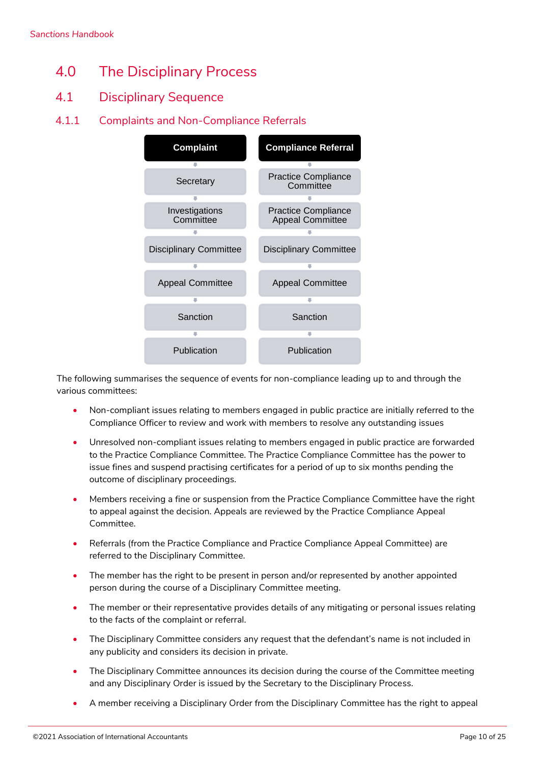# 4.0 The Disciplinary Process

## 4.1 Disciplinary Sequence

### 4.1.1 Complaints and Non-Compliance Referrals

| Complaint | Compliance Referral |
| --- | --- |
| Secretary | Practice Compliance Committee |
| Investigations Committee | Practice Compliance Appeal Committee |
| Disciplinary Committee | Disciplinary Committee |
| Appeal Committee | Appeal Committee |
| Sanction | Sanction |
| Publication | Publication |

The following summarises the sequence of events for non-compliance leading up to and through the various committees:

- Non-compliant issues relating to members engaged in public practice are initially referred to the Compliance Officer to review and work with members to resolve any outstanding issues
- Unresolved non-compliant issues relating to members engaged in public practice are forwarded to the Practice Compliance Committee. The Practice Compliance Committee has the power to issue fines and suspend practising certificates for a period of up to six months pending the outcome of disciplinary proceedings.
- Members receiving a fine or suspension from the Practice Compliance Committee have the right to appeal against the decision. Appeals are reviewed by the Practice Compliance Appeal Committee.
- Referrals (from the Practice Compliance and Practice Compliance Appeal Committee) are referred to the Disciplinary Committee.
- The member has the right to be present in person and/or represented by another appointed person during the course of a Disciplinary Committee meeting.
- The member or their representative provides details of any mitigating or personal issues relating to the facts of the complaint or referral.
- The Disciplinary Committee considers any request that the defendant's name is not included in any publicity and considers its decision in private.
- The Disciplinary Committee announces its decision during the course of the Committee meeting and any Disciplinary Order is issued by the Secretary to the Disciplinary Process.
- A member receiving a Disciplinary Order from the Disciplinary Committee has the right to appeal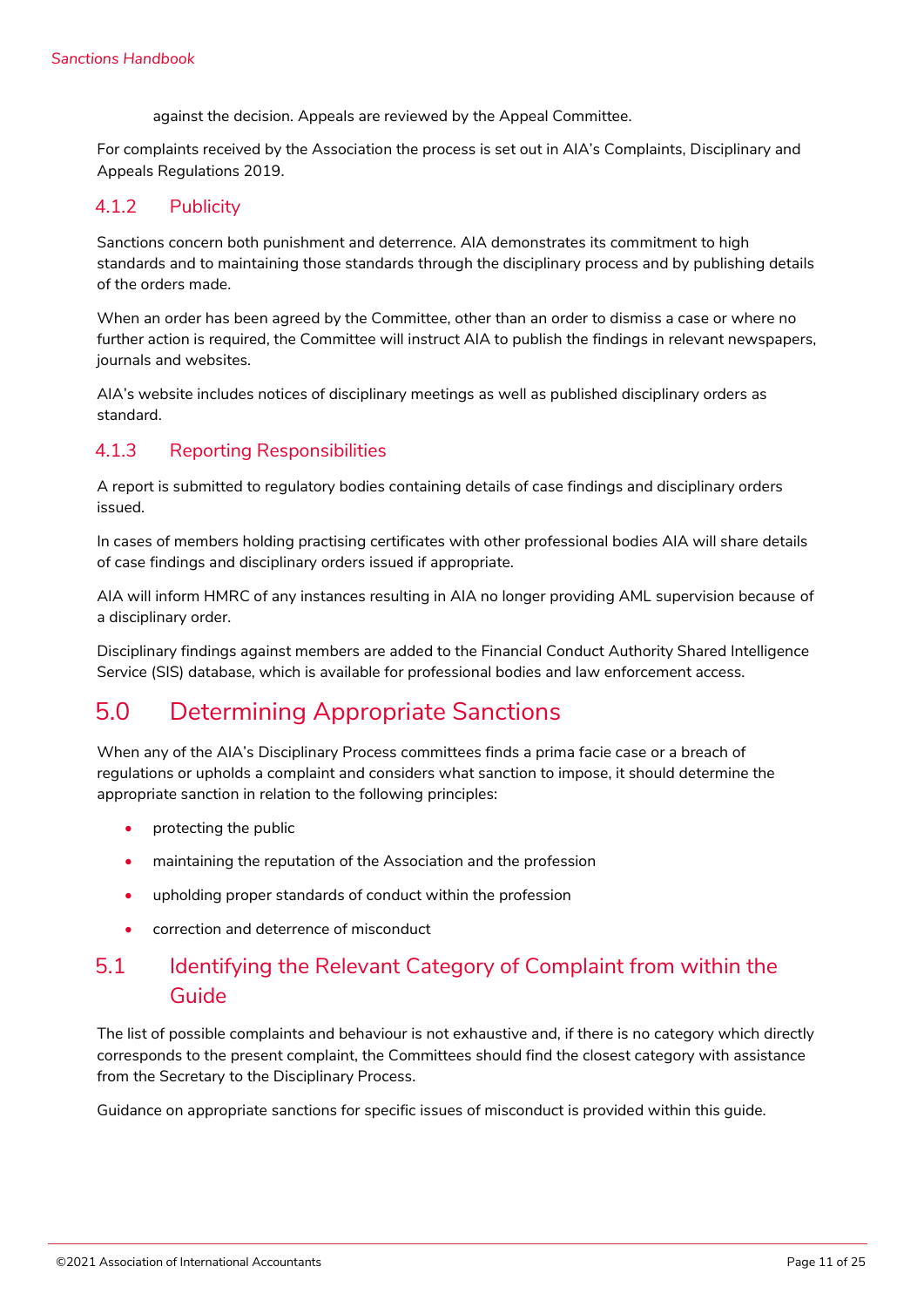against the decision. Appeals are reviewed by the Appeal Committee.

For complaints received by the Association the process is set out in AIA's Complaints, Disciplinary and Appeals Regulations 2019.

### 4.1.2 Publicity

Sanctions concern both punishment and deterrence. AIA demonstrates its commitment to high standards and to maintaining those standards through the disciplinary process and by publishing details of the orders made.

When an order has been agreed by the Committee, other than an order to dismiss a case or where no further action is required, the Committee will instruct AIA to publish the findings in relevant newspapers, journals and websites.

AIA's website includes notices of disciplinary meetings as well as published disciplinary orders as standard.

### 4.1.3 Reporting Responsibilities

A report is submitted to regulatory bodies containing details of case findings and disciplinary orders issued.

In cases of members holding practising certificates with other professional bodies AIA will share details of case findings and disciplinary orders issued if appropriate.

AIA will inform HMRC of any instances resulting in AIA no longer providing AML supervision because of a disciplinary order.

Disciplinary findings against members are added to the Financial Conduct Authority Shared Intelligence Service (SIS) database, which is available for professional bodies and law enforcement access.

# 5.0 Determining Appropriate Sanctions

When any of the AIA's Disciplinary Process committees finds a prima facie case or a breach of regulations or upholds a complaint and considers what sanction to impose, it should determine the appropriate sanction in relation to the following principles:

- protecting the public
- maintaining the reputation of the Association and the profession
- upholding proper standards of conduct within the profession
- correction and deterrence of misconduct

## 5.1 Identifying the Relevant Category of Complaint from within the Guide

The list of possible complaints and behaviour is not exhaustive and, if there is no category which directly corresponds to the present complaint, the Committees should find the closest category with assistance from the Secretary to the Disciplinary Process.

Guidance on appropriate sanctions for specific issues of misconduct is provided within this guide.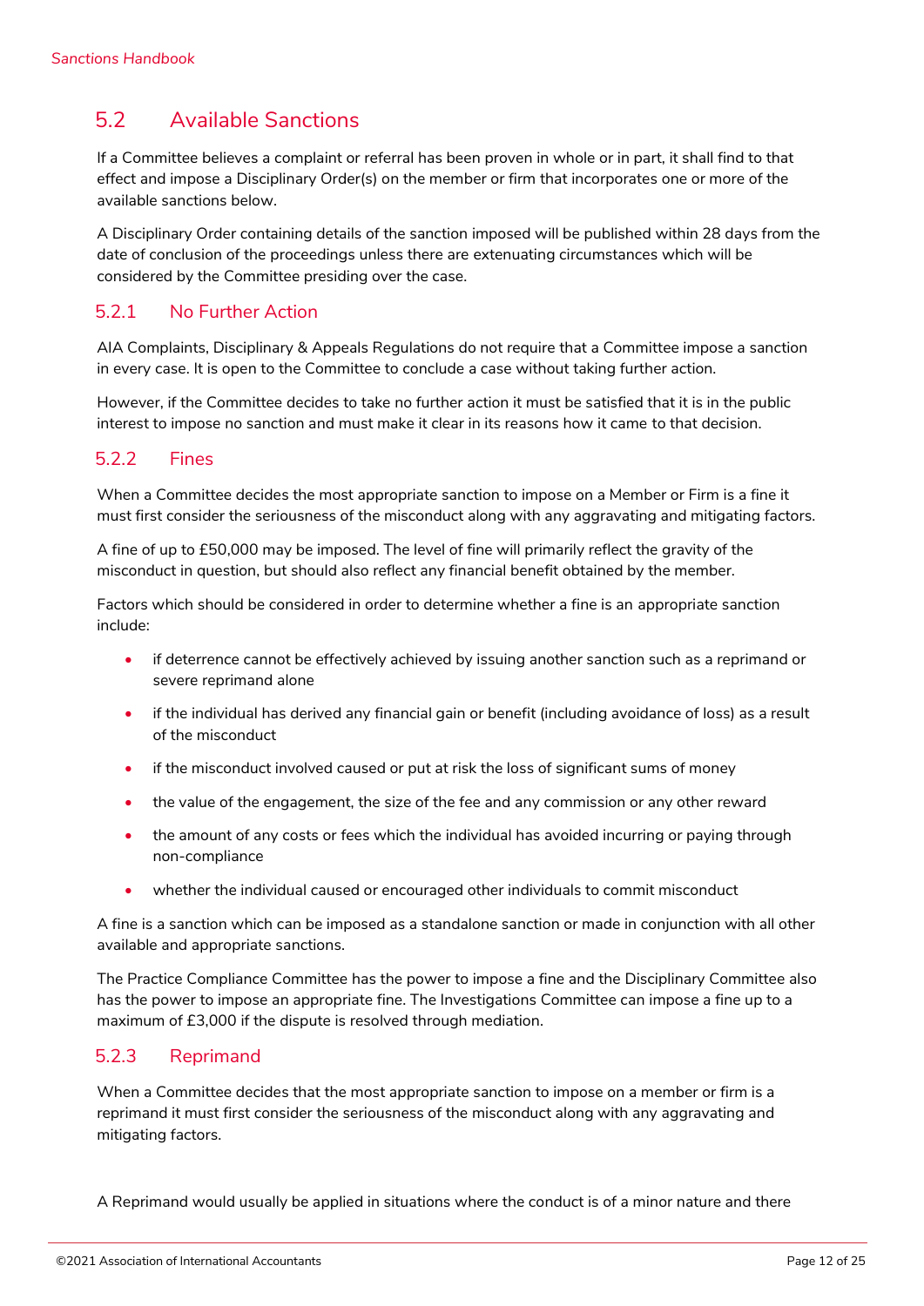## 5.2 Available Sanctions

If a Committee believes a complaint or referral has been proven in whole or in part, it shall find to that effect and impose a Disciplinary Order(s) on the member or firm that incorporates one or more of the available sanctions below.

A Disciplinary Order containing details of the sanction imposed will be published within 28 days from the date of conclusion of the proceedings unless there are extenuating circumstances which will be considered by the Committee presiding over the case.

### 5.2.1 No Further Action

AIA Complaints, Disciplinary & Appeals Regulations do not require that a Committee impose a sanction in every case. It is open to the Committee to conclude a case without taking further action.

However, if the Committee decides to take no further action it must be satisfied that it is in the public interest to impose no sanction and must make it clear in its reasons how it came to that decision.

### 5.2.2 Fines

When a Committee decides the most appropriate sanction to impose on a Member or Firm is a fine it must first consider the seriousness of the misconduct along with any aggravating and mitigating factors.

A fine of up to £50,000 may be imposed. The level of fine will primarily reflect the gravity of the misconduct in question, but should also reflect any financial benefit obtained by the member.

Factors which should be considered in order to determine whether a fine is an appropriate sanction include:

- if deterrence cannot be effectively achieved by issuing another sanction such as a reprimand or severe reprimand alone
- if the individual has derived any financial gain or benefit (including avoidance of loss) as a result of the misconduct
- if the misconduct involved caused or put at risk the loss of significant sums of money
- the value of the engagement, the size of the fee and any commission or any other reward
- the amount of any costs or fees which the individual has avoided incurring or paying through non-compliance
- whether the individual caused or encouraged other individuals to commit misconduct

A fine is a sanction which can be imposed as a standalone sanction or made in conjunction with all other available and appropriate sanctions.

The Practice Compliance Committee has the power to impose a fine and the Disciplinary Committee also has the power to impose an appropriate fine. The Investigations Committee can impose a fine up to a maximum of £3,000 if the dispute is resolved through mediation.

### 5.2.3 Reprimand

When a Committee decides that the most appropriate sanction to impose on a member or firm is a reprimand it must first consider the seriousness of the misconduct along with any aggravating and mitigating factors.

A Reprimand would usually be applied in situations where the conduct is of a minor nature and there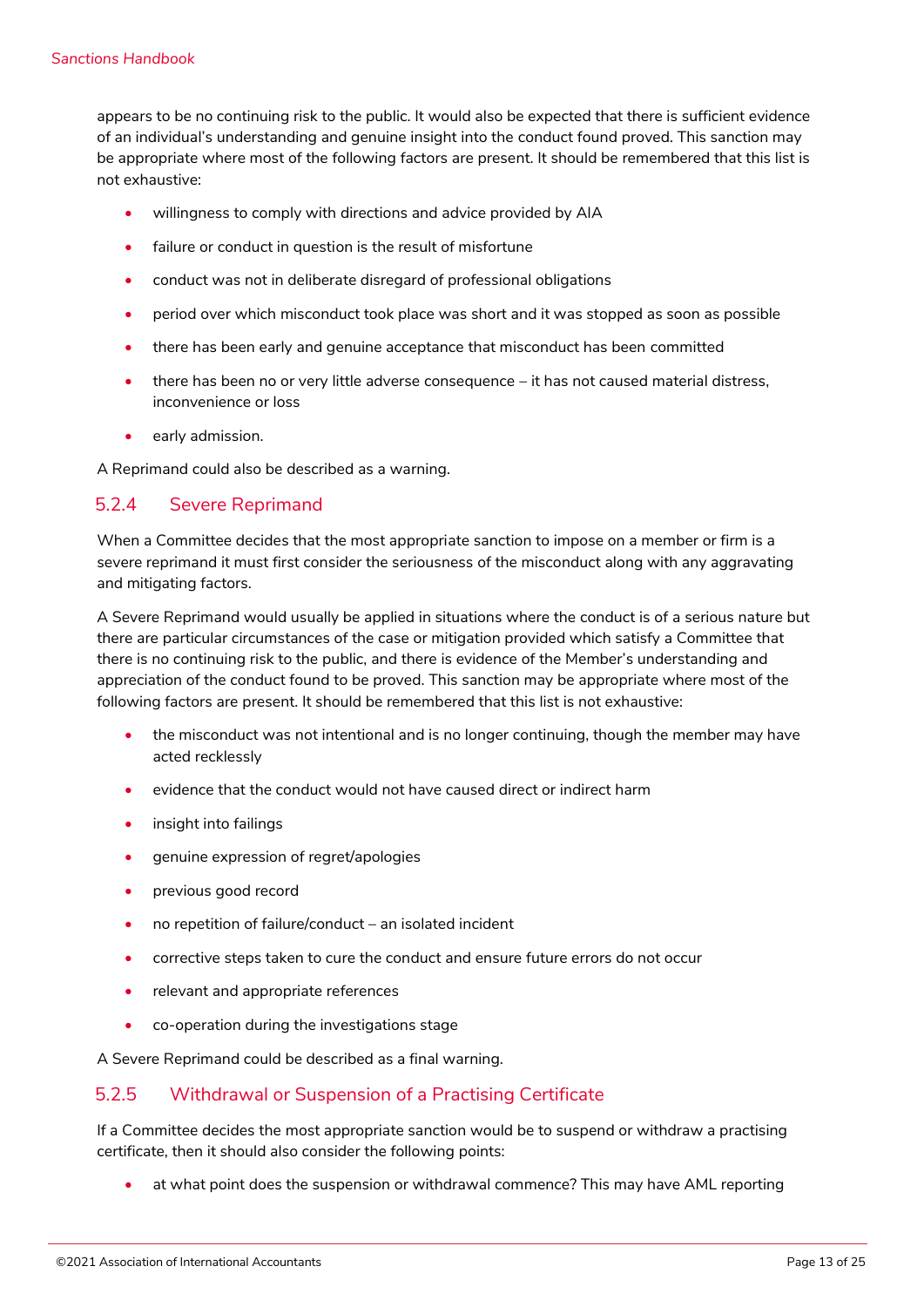appears to be no continuing risk to the public. It would also be expected that there is sufficient evidence of an individual's understanding and genuine insight into the conduct found proved. This sanction may be appropriate where most of the following factors are present. It should be remembered that this list is not exhaustive:

- willingness to comply with directions and advice provided by AIA
- failure or conduct in question is the result of misfortune
- conduct was not in deliberate disregard of professional obligations
- period over which misconduct took place was short and it was stopped as soon as possible
- there has been early and genuine acceptance that misconduct has been committed
- there has been no or very little adverse consequence – it has not caused material distress, inconvenience or loss
- early admission.

A Reprimand could also be described as a warning.

### 5.2.4 Severe Reprimand

When a Committee decides that the most appropriate sanction to impose on a member or firm is a severe reprimand it must first consider the seriousness of the misconduct along with any aggravating and mitigating factors.

A Severe Reprimand would usually be applied in situations where the conduct is of a serious nature but there are particular circumstances of the case or mitigation provided which satisfy a Committee that there is no continuing risk to the public, and there is evidence of the Member's understanding and appreciation of the conduct found to be proved. This sanction may be appropriate where most of the following factors are present. It should be remembered that this list is not exhaustive:

- the misconduct was not intentional and is no longer continuing, though the member may have acted recklessly
- evidence that the conduct would not have caused direct or indirect harm
- insight into failings
- genuine expression of regret/apologies
- previous good record
- no repetition of failure/conduct – an isolated incident
- corrective steps taken to cure the conduct and ensure future errors do not occur
- relevant and appropriate references
- co-operation during the investigations stage

A Severe Reprimand could be described as a final warning.

### 5.2.5 Withdrawal or Suspension of a Practising Certificate

If a Committee decides the most appropriate sanction would be to suspend or withdraw a practising certificate, then it should also consider the following points:

- at what point does the suspension or withdrawal commence? This may have AML reporting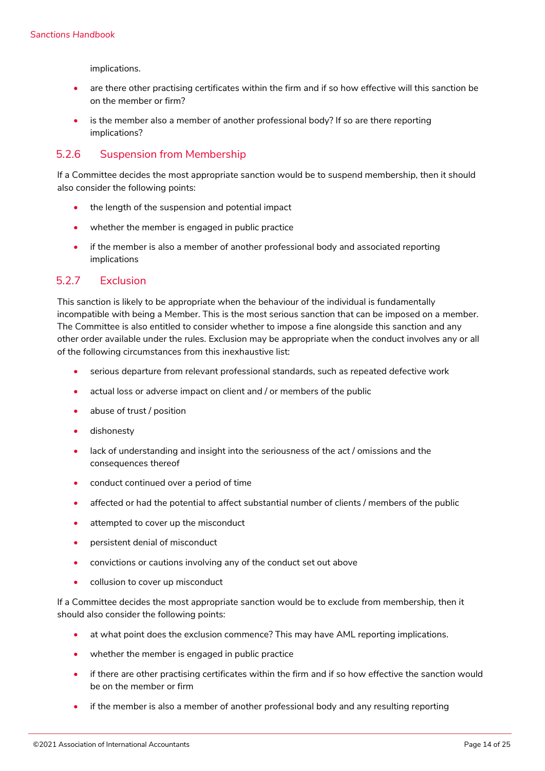implications.

- are there other practising certificates within the firm and if so how effective will this sanction be on the member or firm?
- is the member also a member of another professional body? If so are there reporting implications?

### 5.2.6 Suspension from Membership

If a Committee decides the most appropriate sanction would be to suspend membership, then it should also consider the following points:

- the length of the suspension and potential impact
- whether the member is engaged in public practice
- if the member is also a member of another professional body and associated reporting implications

### 5.2.7 Exclusion

This sanction is likely to be appropriate when the behaviour of the individual is fundamentally incompatible with being a Member. This is the most serious sanction that can be imposed on a member. The Committee is also entitled to consider whether to impose a fine alongside this sanction and any other order available under the rules. Exclusion may be appropriate when the conduct involves any or all of the following circumstances from this inexhaustive list:

- serious departure from relevant professional standards, such as repeated defective work
- actual loss or adverse impact on client and / or members of the public
- abuse of trust / position
- dishonesty
- lack of understanding and insight into the seriousness of the act / omissions and the consequences thereof
- conduct continued over a period of time
- affected or had the potential to affect substantial number of clients / members of the public
- attempted to cover up the misconduct
- persistent denial of misconduct
- convictions or cautions involving any of the conduct set out above
- collusion to cover up misconduct

If a Committee decides the most appropriate sanction would be to exclude from membership, then it should also consider the following points:

- at what point does the exclusion commence? This may have AML reporting implications.
- whether the member is engaged in public practice
- if there are other practising certificates within the firm and if so how effective the sanction would be on the member or firm
- if the member is also a member of another professional body and any resulting reporting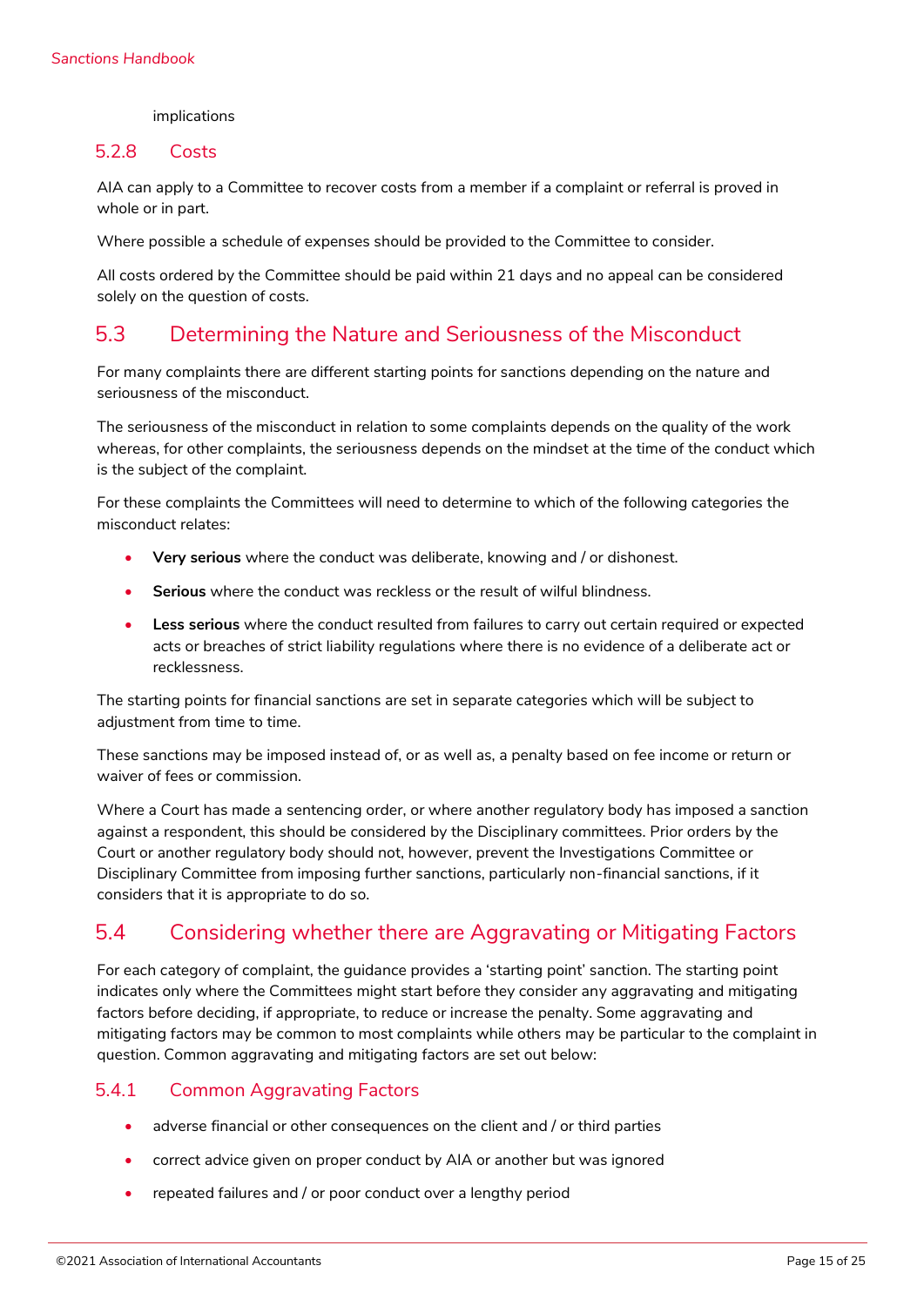implications

### 5.2.8 Costs

AIA can apply to a Committee to recover costs from a member if a complaint or referral is proved in whole or in part.

Where possible a schedule of expenses should be provided to the Committee to consider.

All costs ordered by the Committee should be paid within 21 days and no appeal can be considered solely on the question of costs.

## 5.3 Determining the Nature and Seriousness of the Misconduct

For many complaints there are different starting points for sanctions depending on the nature and seriousness of the misconduct.

The seriousness of the misconduct in relation to some complaints depends on the quality of the work whereas, for other complaints, the seriousness depends on the mindset at the time of the conduct which is the subject of the complaint.

For these complaints the Committees will need to determine to which of the following categories the misconduct relates:

- **Very serious** where the conduct was deliberate, knowing and / or dishonest.
- **Serious** where the conduct was reckless or the result of wilful blindness.
- **Less serious** where the conduct resulted from failures to carry out certain required or expected acts or breaches of strict liability regulations where there is no evidence of a deliberate act or recklessness.

The starting points for financial sanctions are set in separate categories which will be subject to adjustment from time to time.

These sanctions may be imposed instead of, or as well as, a penalty based on fee income or return or waiver of fees or commission.

Where a Court has made a sentencing order, or where another regulatory body has imposed a sanction against a respondent, this should be considered by the Disciplinary committees. Prior orders by the Court or another regulatory body should not, however, prevent the Investigations Committee or Disciplinary Committee from imposing further sanctions, particularly non-financial sanctions, if it considers that it is appropriate to do so.

## 5.4 Considering whether there are Aggravating or Mitigating Factors

For each category of complaint, the guidance provides a 'starting point' sanction. The starting point indicates only where the Committees might start before they consider any aggravating and mitigating factors before deciding, if appropriate, to reduce or increase the penalty. Some aggravating and mitigating factors may be common to most complaints while others may be particular to the complaint in question. Common aggravating and mitigating factors are set out below:

### 5.4.1 Common Aggravating Factors

- adverse financial or other consequences on the client and / or third parties
- correct advice given on proper conduct by AIA or another but was ignored
- repeated failures and / or poor conduct over a lengthy period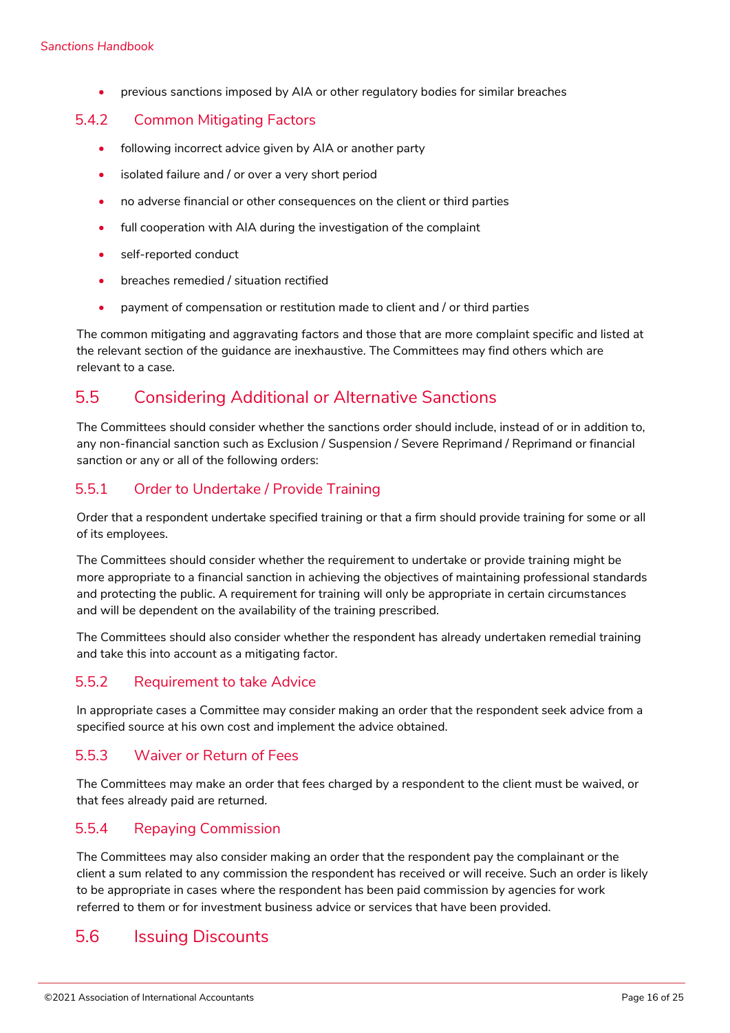- previous sanctions imposed by AIA or other regulatory bodies for similar breaches

### 5.4.2 Common Mitigating Factors

- following incorrect advice given by AIA or another party
- isolated failure and / or over a very short period
- no adverse financial or other consequences on the client or third parties
- full cooperation with AIA during the investigation of the complaint
- self-reported conduct
- breaches remedied / situation rectified
- payment of compensation or restitution made to client and / or third parties

The common mitigating and aggravating factors and those that are more complaint specific and listed at the relevant section of the guidance are inexhaustive. The Committees may find others which are relevant to a case.

## 5.5 Considering Additional or Alternative Sanctions

The Committees should consider whether the sanctions order should include, instead of or in addition to, any non-financial sanction such as Exclusion / Suspension / Severe Reprimand / Reprimand or financial sanction or any or all of the following orders:

### 5.5.1 Order to Undertake / Provide Training

Order that a respondent undertake specified training or that a firm should provide training for some or all of its employees.

The Committees should consider whether the requirement to undertake or provide training might be more appropriate to a financial sanction in achieving the objectives of maintaining professional standards and protecting the public. A requirement for training will only be appropriate in certain circumstances and will be dependent on the availability of the training prescribed.

The Committees should also consider whether the respondent has already undertaken remedial training and take this into account as a mitigating factor.

### 5.5.2 Requirement to take Advice

In appropriate cases a Committee may consider making an order that the respondent seek advice from a specified source at his own cost and implement the advice obtained.

### 5.5.3 Waiver or Return of Fees

The Committees may make an order that fees charged by a respondent to the client must be waived, or that fees already paid are returned.

### 5.5.4 Repaying Commission

The Committees may also consider making an order that the respondent pay the complainant or the client a sum related to any commission the respondent has received or will receive. Such an order is likely to be appropriate in cases where the respondent has been paid commission by agencies for work referred to them or for investment business advice or services that have been provided.

## 5.6 Issuing Discounts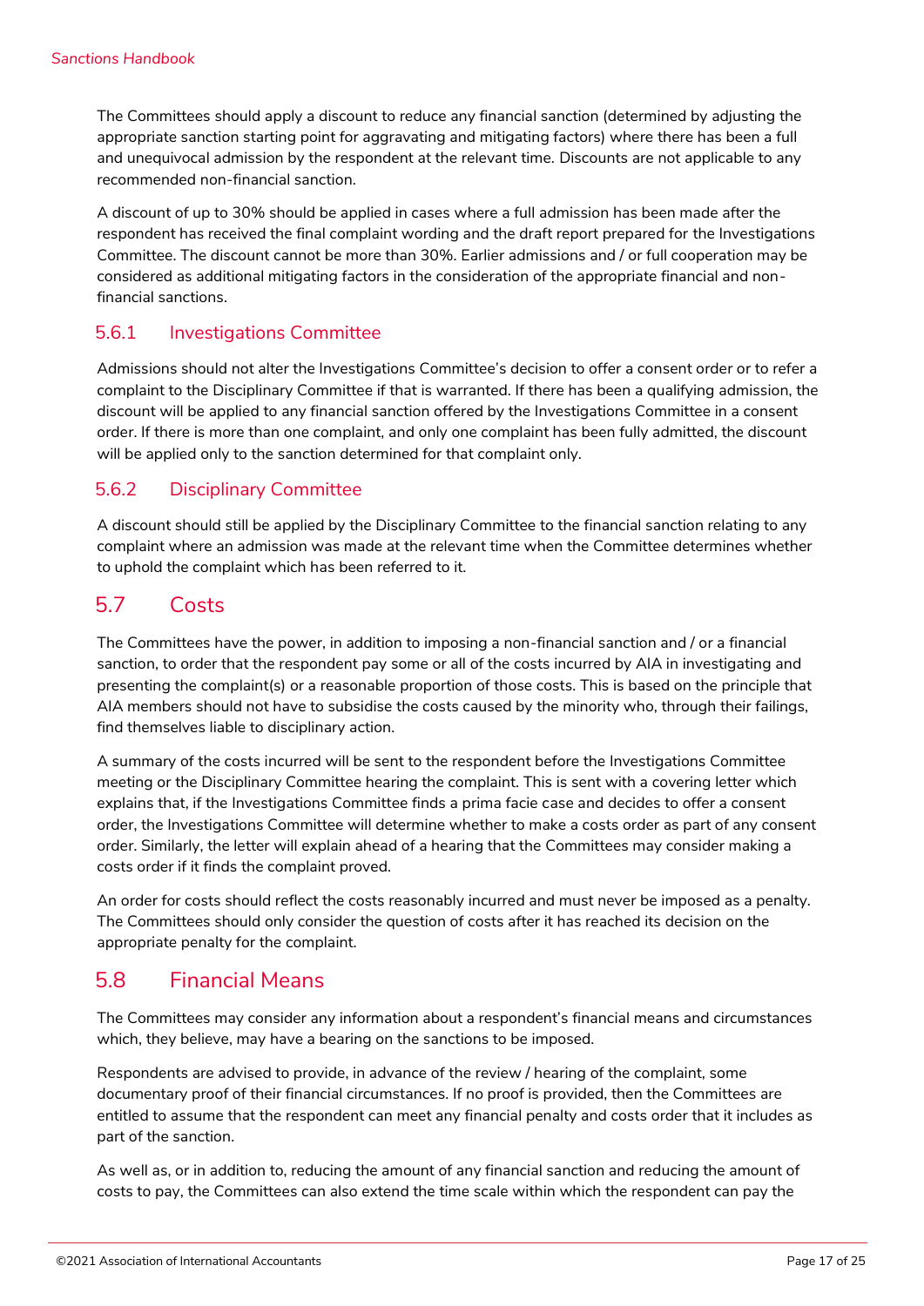The Committees should apply a discount to reduce any financial sanction (determined by adjusting the appropriate sanction starting point for aggravating and mitigating factors) where there has been a full and unequivocal admission by the respondent at the relevant time. Discounts are not applicable to any recommended non-financial sanction.

A discount of up to 30% should be applied in cases where a full admission has been made after the respondent has received the final complaint wording and the draft report prepared for the Investigations Committee. The discount cannot be more than 30%. Earlier admissions and / or full cooperation may be considered as additional mitigating factors in the consideration of the appropriate financial and non-financial sanctions.

### 5.6.1 Investigations Committee

Admissions should not alter the Investigations Committee's decision to offer a consent order or to refer a complaint to the Disciplinary Committee if that is warranted. If there has been a qualifying admission, the discount will be applied to any financial sanction offered by the Investigations Committee in a consent order. If there is more than one complaint, and only one complaint has been fully admitted, the discount will be applied only to the sanction determined for that complaint only.

### 5.6.2 Disciplinary Committee

A discount should still be applied by the Disciplinary Committee to the financial sanction relating to any complaint where an admission was made at the relevant time when the Committee determines whether to uphold the complaint which has been referred to it.

## 5.7 Costs

The Committees have the power, in addition to imposing a non-financial sanction and / or a financial sanction, to order that the respondent pay some or all of the costs incurred by AIA in investigating and presenting the complaint(s) or a reasonable proportion of those costs. This is based on the principle that AIA members should not have to subsidise the costs caused by the minority who, through their failings, find themselves liable to disciplinary action.

A summary of the costs incurred will be sent to the respondent before the Investigations Committee meeting or the Disciplinary Committee hearing the complaint. This is sent with a covering letter which explains that, if the Investigations Committee finds a prima facie case and decides to offer a consent order, the Investigations Committee will determine whether to make a costs order as part of any consent order. Similarly, the letter will explain ahead of a hearing that the Committees may consider making a costs order if it finds the complaint proved.

An order for costs should reflect the costs reasonably incurred and must never be imposed as a penalty. The Committees should only consider the question of costs after it has reached its decision on the appropriate penalty for the complaint.

## 5.8 Financial Means

The Committees may consider any information about a respondent's financial means and circumstances which, they believe, may have a bearing on the sanctions to be imposed.

Respondents are advised to provide, in advance of the review / hearing of the complaint, some documentary proof of their financial circumstances. If no proof is provided, then the Committees are entitled to assume that the respondent can meet any financial penalty and costs order that it includes as part of the sanction.

As well as, or in addition to, reducing the amount of any financial sanction and reducing the amount of costs to pay, the Committees can also extend the time scale within which the respondent can pay the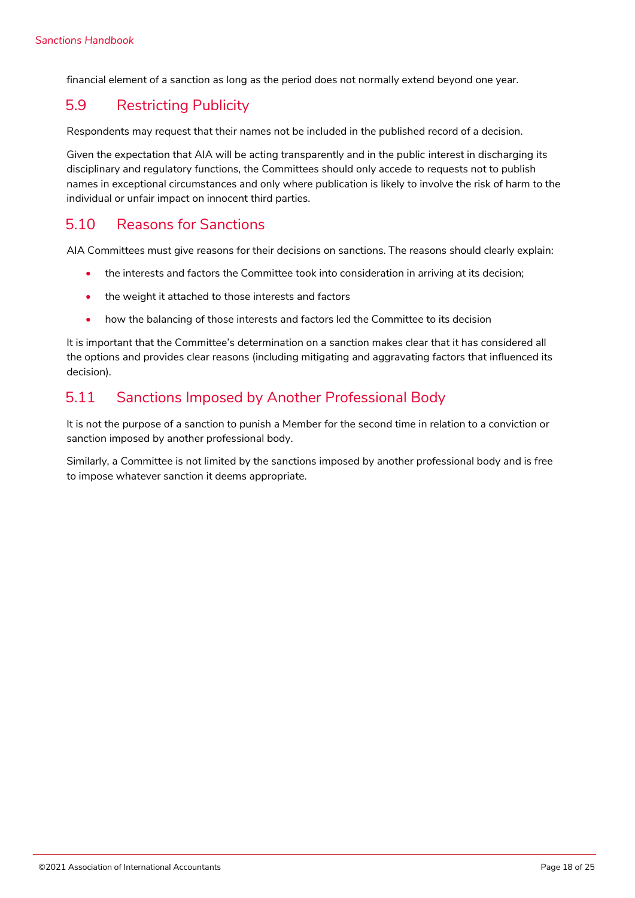financial element of a sanction as long as the period does not normally extend beyond one year.

## 5.9 Restricting Publicity

Respondents may request that their names not be included in the published record of a decision.

Given the expectation that AIA will be acting transparently and in the public interest in discharging its disciplinary and regulatory functions, the Committees should only accede to requests not to publish names in exceptional circumstances and only where publication is likely to involve the risk of harm to the individual or unfair impact on innocent third parties.

## 5.10 Reasons for Sanctions

AIA Committees must give reasons for their decisions on sanctions. The reasons should clearly explain:

- the interests and factors the Committee took into consideration in arriving at its decision;
- the weight it attached to those interests and factors
- how the balancing of those interests and factors led the Committee to its decision

It is important that the Committee's determination on a sanction makes clear that it has considered all the options and provides clear reasons (including mitigating and aggravating factors that influenced its decision).

## 5.11 Sanctions Imposed by Another Professional Body

It is not the purpose of a sanction to punish a Member for the second time in relation to a conviction or sanction imposed by another professional body.

Similarly, a Committee is not limited by the sanctions imposed by another professional body and is free to impose whatever sanction it deems appropriate.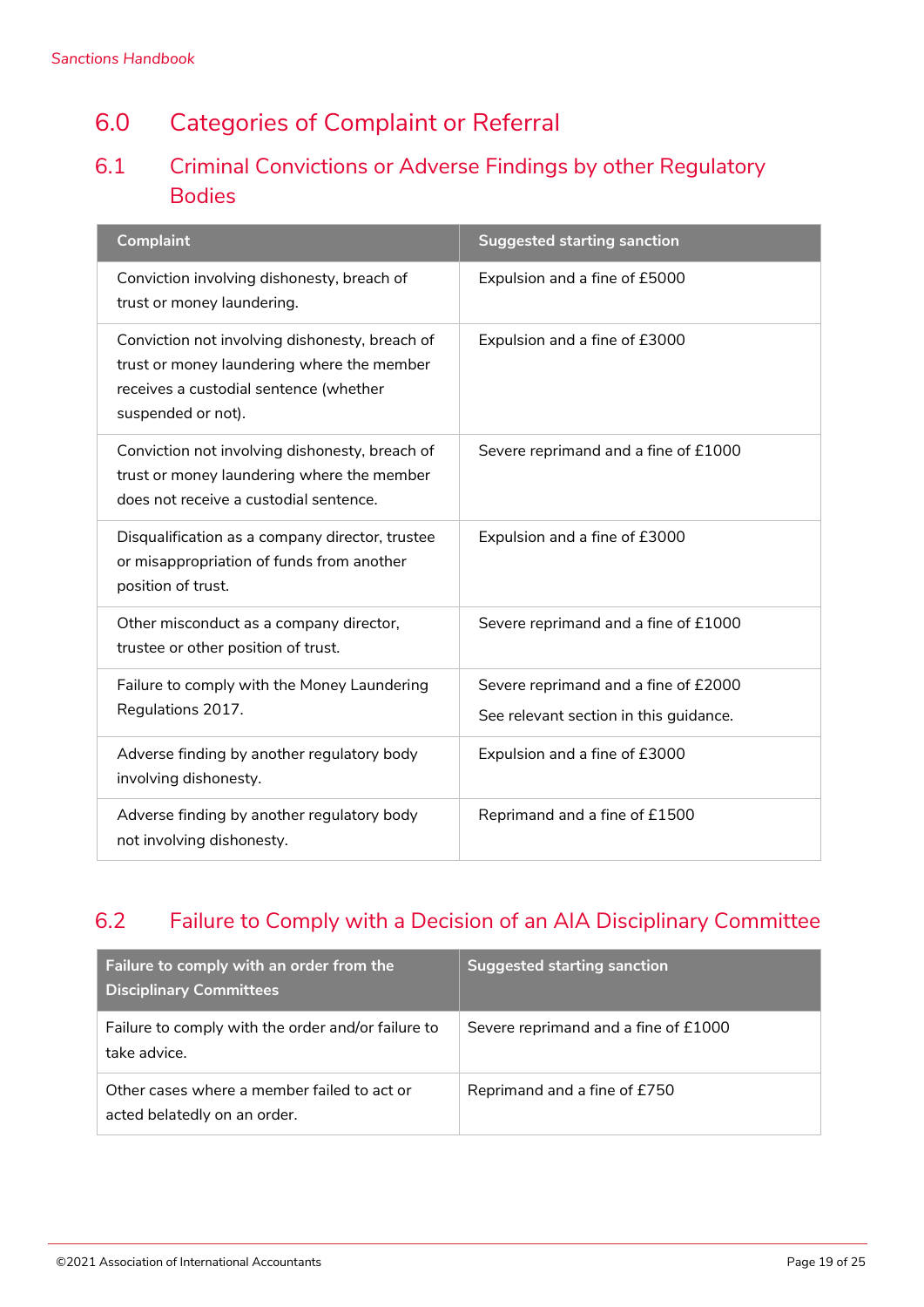## 6.0 Categories of Complaint or Referral

### 6.1 Criminal Convictions or Adverse Findings by other Regulatory Bodies

| Complaint | Suggested starting sanction |
|---|---|
| Conviction involving dishonesty, breach of trust or money laundering. | Expulsion and a fine of £5000 |
| Conviction not involving dishonesty, breach of trust or money laundering where the member receives a custodial sentence (whether suspended or not). | Expulsion and a fine of £3000 |
| Conviction not involving dishonesty, breach of trust or money laundering where the member does not receive a custodial sentence. | Severe reprimand and a fine of £1000 |
| Disqualification as a company director, trustee or misappropriation of funds from another position of trust. | Expulsion and a fine of £3000 |
| Other misconduct as a company director, trustee or other position of trust. | Severe reprimand and a fine of £1000 |
| Failure to comply with the Money Laundering Regulations 2017. | Severe reprimand and a fine of £2000<br>See relevant section in this guidance. |
| Adverse finding by another regulatory body involving dishonesty. | Expulsion and a fine of £3000 |
| Adverse finding by another regulatory body not involving dishonesty. | Reprimand and a fine of £1500 |

### 6.2 Failure to Comply with a Decision of an AIA Disciplinary Committee

| Failure to comply with an order from the Disciplinary Committees | Suggested starting sanction |
|---|---|
| Failure to comply with the order and/or failure to take advice. | Severe reprimand and a fine of £1000 |
| Other cases where a member failed to act or acted belatedly on an order. | Reprimand and a fine of £750 |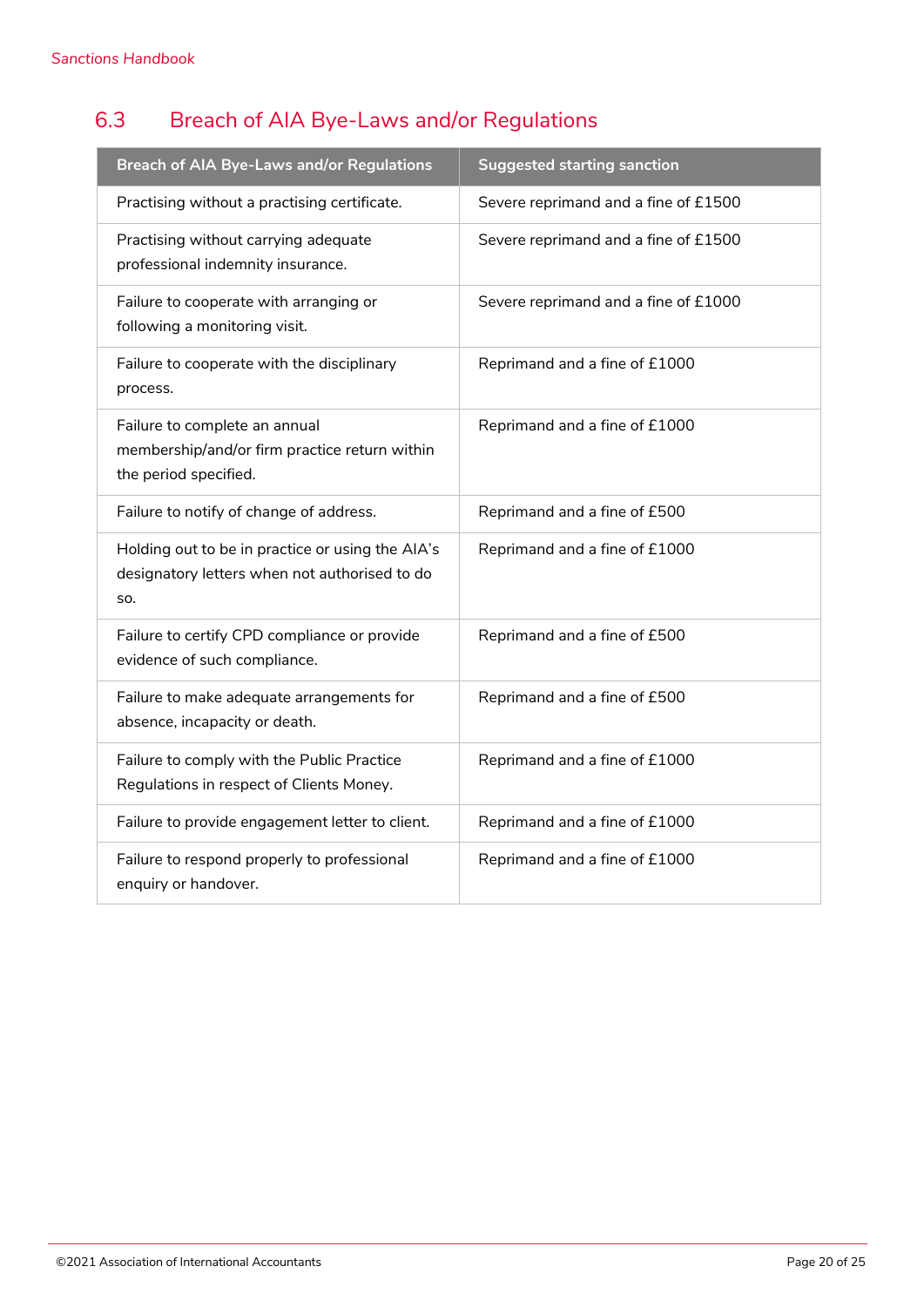## 6.3 Breach of AIA Bye-Laws and/or Regulations

| Breach of AIA Bye-Laws and/or Regulations | Suggested starting sanction |
|---|---|
| Practising without a practising certificate. | Severe reprimand and a fine of £1500 |
| Practising without carrying adequate professional indemnity insurance. | Severe reprimand and a fine of £1500 |
| Failure to cooperate with arranging or following a monitoring visit. | Severe reprimand and a fine of £1000 |
| Failure to cooperate with the disciplinary process. | Reprimand and a fine of £1000 |
| Failure to complete an annual membership/and/or firm practice return within the period specified. | Reprimand and a fine of £1000 |
| Failure to notify of change of address. | Reprimand and a fine of £500 |
| Holding out to be in practice or using the AIA's designatory letters when not authorised to do so. | Reprimand and a fine of £1000 |
| Failure to certify CPD compliance or provide evidence of such compliance. | Reprimand and a fine of £500 |
| Failure to make adequate arrangements for absence, incapacity or death. | Reprimand and a fine of £500 |
| Failure to comply with the Public Practice Regulations in respect of Clients Money. | Reprimand and a fine of £1000 |
| Failure to provide engagement letter to client. | Reprimand and a fine of £1000 |
| Failure to respond properly to professional enquiry or handover. | Reprimand and a fine of £1000 |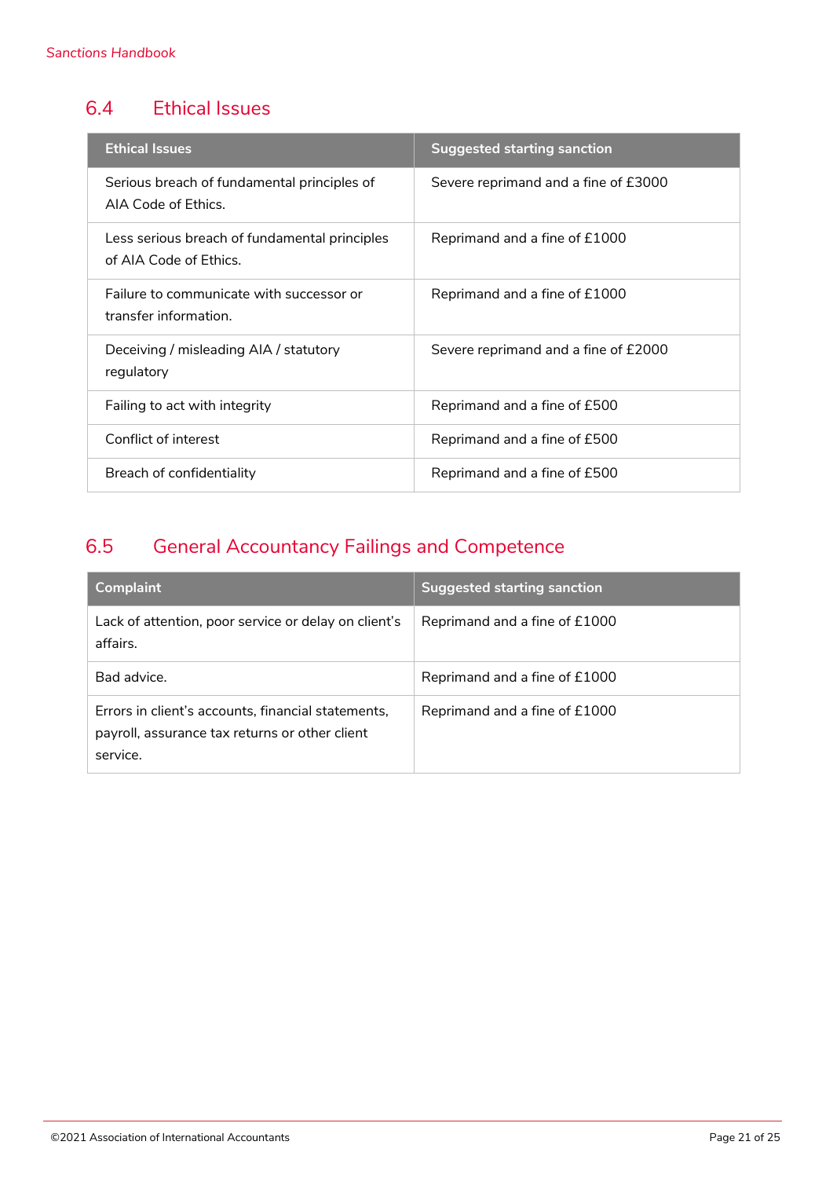## 6.4 Ethical Issues

| Ethical Issues | Suggested starting sanction |
| --- | --- |
| Serious breach of fundamental principles of AIA Code of Ethics. | Severe reprimand and a fine of £3000 |
| Less serious breach of fundamental principles of AIA Code of Ethics. | Reprimand and a fine of £1000 |
| Failure to communicate with successor or transfer information. | Reprimand and a fine of £1000 |
| Deceiving / misleading AIA / statutory regulatory | Severe reprimand and a fine of £2000 |
| Failing to act with integrity | Reprimand and a fine of £500 |
| Conflict of interest | Reprimand and a fine of £500 |
| Breach of confidentiality | Reprimand and a fine of £500 |

## 6.5 General Accountancy Failings and Competence

| Complaint | Suggested starting sanction |
| --- | --- |
| Lack of attention, poor service or delay on client's affairs. | Reprimand and a fine of £1000 |
| Bad advice. | Reprimand and a fine of £1000 |
| Errors in client's accounts, financial statements, payroll, assurance tax returns or other client service. | Reprimand and a fine of £1000 |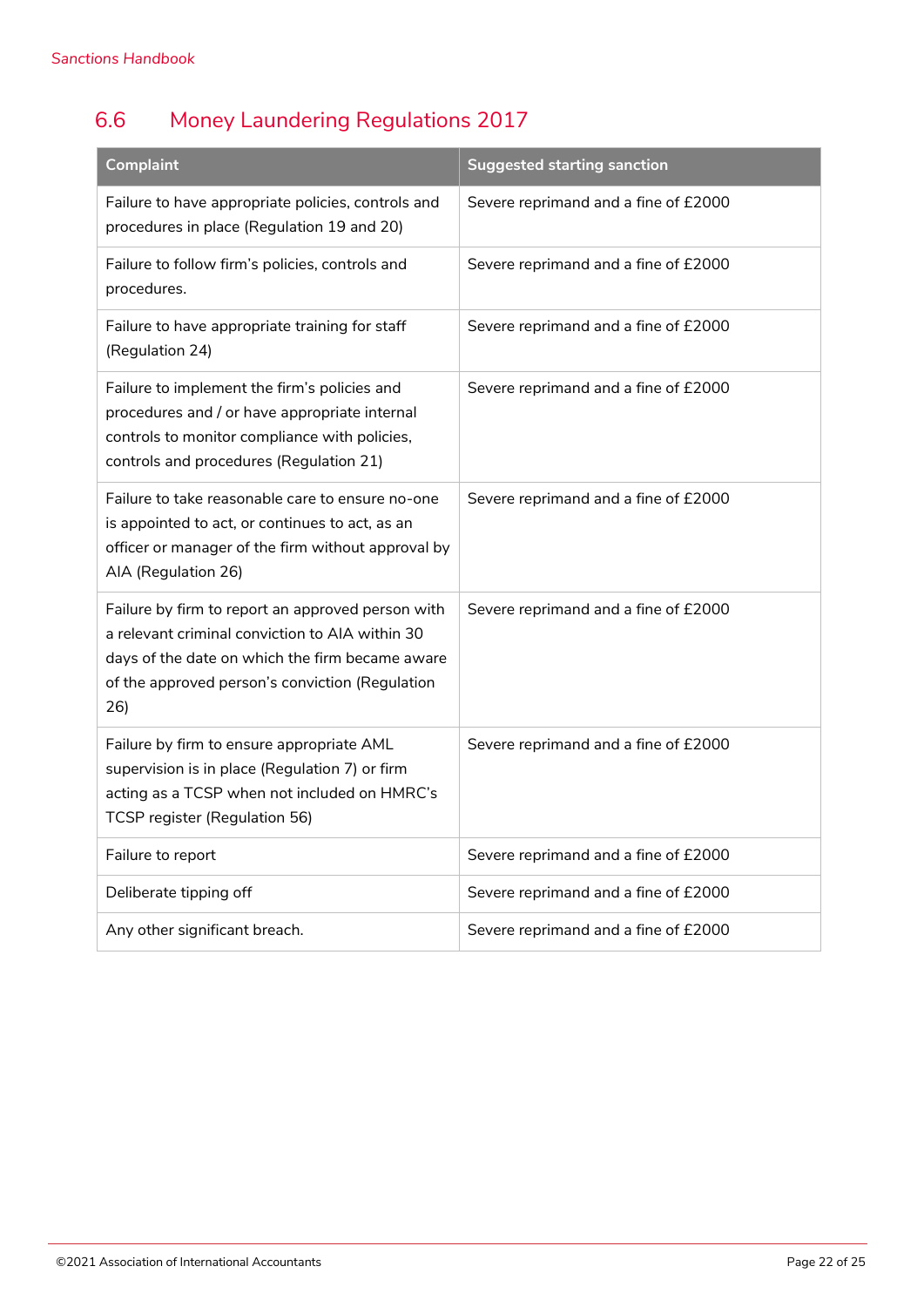## 6.6 Money Laundering Regulations 2017

| Complaint | Suggested starting sanction |
|---|---|
| Failure to have appropriate policies, controls and procedures in place (Regulation 19 and 20) | Severe reprimand and a fine of £2000 |
| Failure to follow firm's policies, controls and procedures. | Severe reprimand and a fine of £2000 |
| Failure to have appropriate training for staff (Regulation 24) | Severe reprimand and a fine of £2000 |
| Failure to implement the firm's policies and procedures and / or have appropriate internal controls to monitor compliance with policies, controls and procedures (Regulation 21) | Severe reprimand and a fine of £2000 |
| Failure to take reasonable care to ensure no-one is appointed to act, or continues to act, as an officer or manager of the firm without approval by AIA (Regulation 26) | Severe reprimand and a fine of £2000 |
| Failure by firm to report an approved person with a relevant criminal conviction to AIA within 30 days of the date on which the firm became aware of the approved person's conviction (Regulation 26) | Severe reprimand and a fine of £2000 |
| Failure by firm to ensure appropriate AML supervision is in place (Regulation 7) or firm acting as a TCSP when not included on HMRC's TCSP register (Regulation 56) | Severe reprimand and a fine of £2000 |
| Failure to report | Severe reprimand and a fine of £2000 |
| Deliberate tipping off | Severe reprimand and a fine of £2000 |
| Any other significant breach. | Severe reprimand and a fine of £2000 |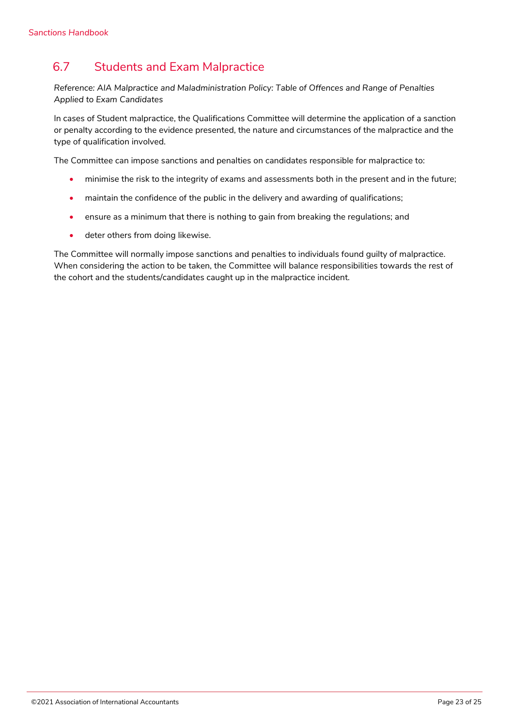## 6.7 Students and Exam Malpractice

*Reference: AIA Malpractice and Maladministration Policy: Table of Offences and Range of Penalties Applied to Exam Candidates*

In cases of Student malpractice, the Qualifications Committee will determine the application of a sanction or penalty according to the evidence presented, the nature and circumstances of the malpractice and the type of qualification involved.

The Committee can impose sanctions and penalties on candidates responsible for malpractice to:

- minimise the risk to the integrity of exams and assessments both in the present and in the future;
- maintain the confidence of the public in the delivery and awarding of qualifications;
- ensure as a minimum that there is nothing to gain from breaking the regulations; and
- deter others from doing likewise.

The Committee will normally impose sanctions and penalties to individuals found guilty of malpractice. When considering the action to be taken, the Committee will balance responsibilities towards the rest of the cohort and the students/candidates caught up in the malpractice incident.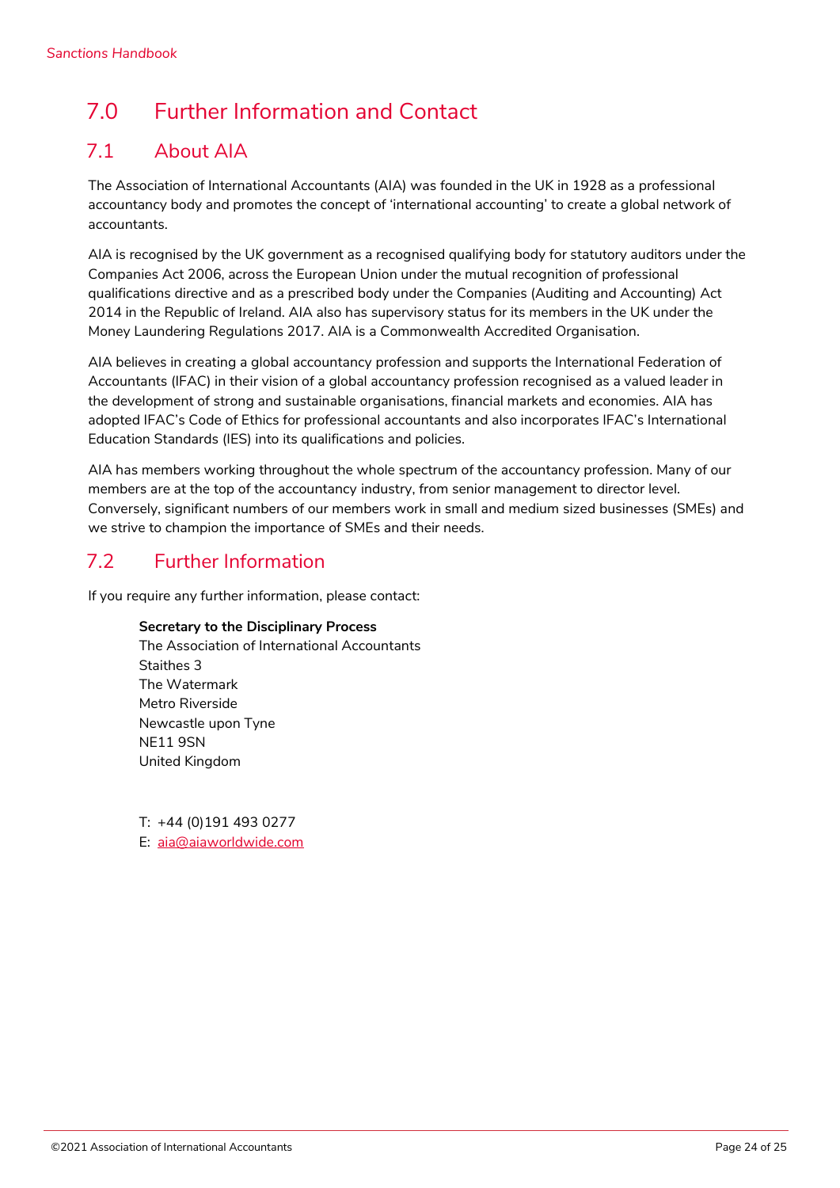# 7.0 Further Information and Contact

## 7.1 About AIA

The Association of International Accountants (AIA) was founded in the UK in 1928 as a professional accountancy body and promotes the concept of 'international accounting' to create a global network of accountants.

AIA is recognised by the UK government as a recognised qualifying body for statutory auditors under the Companies Act 2006, across the European Union under the mutual recognition of professional qualifications directive and as a prescribed body under the Companies (Auditing and Accounting) Act 2014 in the Republic of Ireland. AIA also has supervisory status for its members in the UK under the Money Laundering Regulations 2017. AIA is a Commonwealth Accredited Organisation.

AIA believes in creating a global accountancy profession and supports the International Federation of Accountants (IFAC) in their vision of a global accountancy profession recognised as a valued leader in the development of strong and sustainable organisations, financial markets and economies. AIA has adopted IFAC's Code of Ethics for professional accountants and also incorporates IFAC's International Education Standards (IES) into its qualifications and policies.

AIA has members working throughout the whole spectrum of the accountancy profession. Many of our members are at the top of the accountancy industry, from senior management to director level. Conversely, significant numbers of our members work in small and medium sized businesses (SMEs) and we strive to champion the importance of SMEs and their needs.

## 7.2 Further Information

If you require any further information, please contact:

**Secretary to the Disciplinary Process**
The Association of International Accountants
Staithes 3
The Watermark
Metro Riverside
Newcastle upon Tyne
NE11 9SN
United Kingdom

T: +44 (0)191 493 0277
E: aia@aiaworldwide.com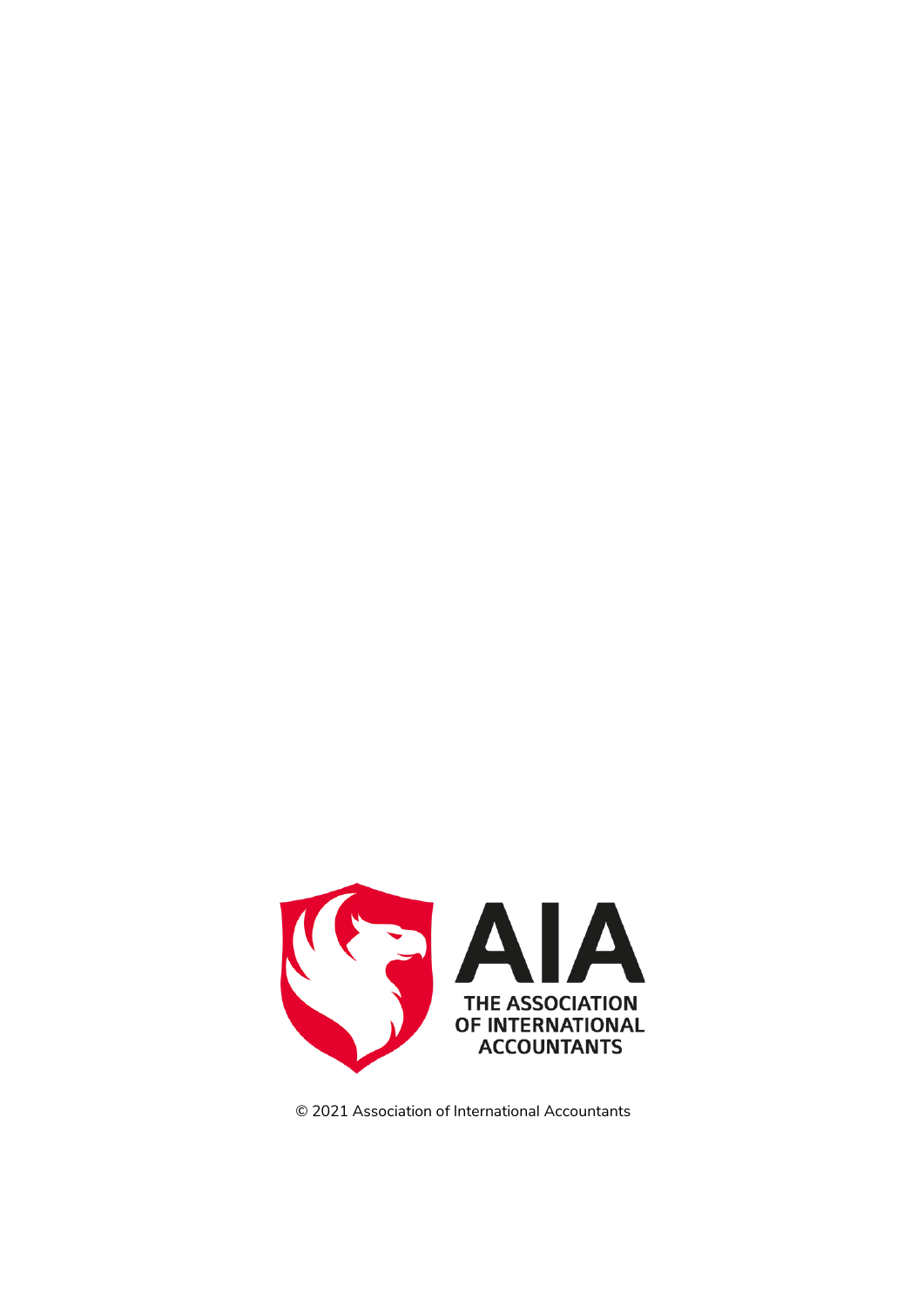AIA

THE ASSOCIATION OF INTERNATIONAL ACCOUNTANTS

© 2021 Association of International Accountants